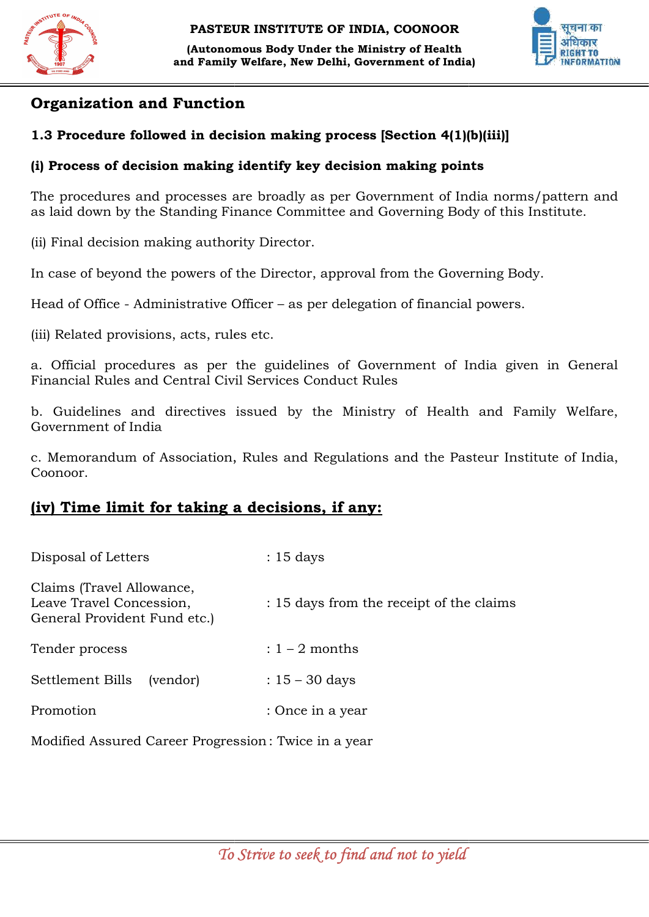# Organization and Function

## 1.3 Procedure followed in decision making process [Section 4(1)(b)(iii)]

**(i) Process of decision making identify key decision making points**

The procedures and processes are broadly as per Government of India norms/pattern and as laid down by the Standing Finance Committee and Governing Body of this Institute.

(ii) Final decision making authority Director.

In case of beyond the powers of the Director, approval from the Governing Body.

Head of Office - Administrative Officer – as per delegation of financial powers.

(iii) Related provisions, acts, rules etc.

a. Official procedures as per the guidelines of Government of India given in General Financial Rules and Central Civil Services Conduct Rules

b. Guidelines and directives issued by the Ministry of Health and Family Welfare, Government of India

c. Memorandum of Association, Rules and Regulations and the Pasteur Institute of India, Coonoor.

## (iv) Time limit for taking a decisions, if any:

| | |
|---|---|
| Disposal of Letters | : 15 days |
| Claims (Travel Allowance, Leave Travel Concession, General Provident Fund etc.) | : 15 days from the receipt of the claims |
| Tender process | : 1 – 2 months |
| Settlement Bills (vendor) | : 15 – 30 days |
| Promotion | : Once in a year |
| Modified Assured Career Progression | : Twice in a year |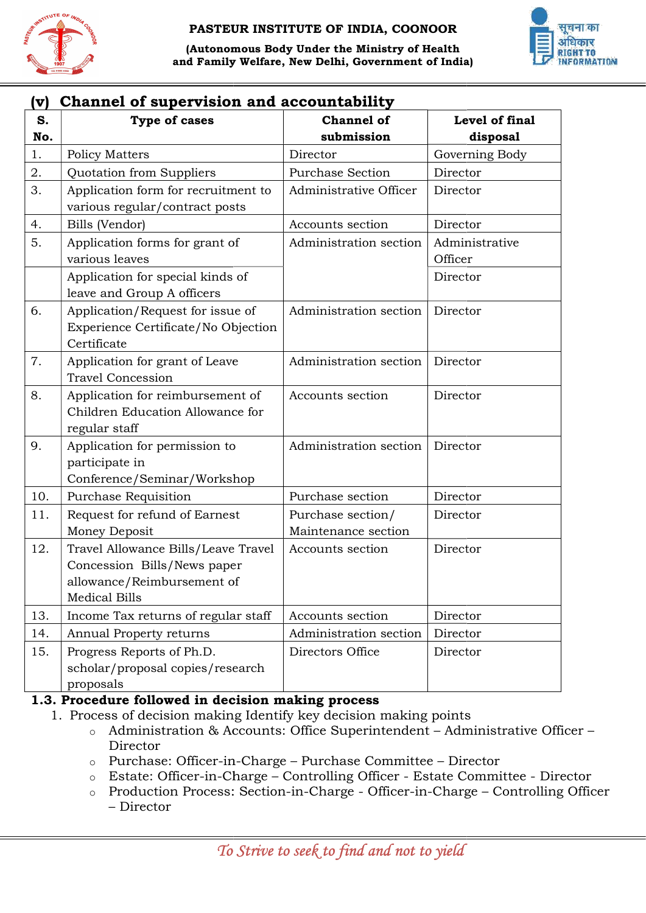## (v) Channel of supervision and accountability

| S. No. | Type of cases | Channel of submission | Level of final disposal |
|---|---|---|---|
| 1. | Policy Matters | Director | Governing Body |
| 2. | Quotation from Suppliers | Purchase Section | Director |
| 3. | Application form for recruitment to various regular/contract posts | Administrative Officer | Director |
| 4. | Bills (Vendor) | Accounts section | Director |
| 5. | Application forms for grant of various leaves | Administration section | Administrative Officer |
| | Application for special kinds of leave and Group A officers | | Director |
| 6. | Application/Request for issue of Experience Certificate/No Objection Certificate | Administration section | Director |
| 7. | Application for grant of Leave Travel Concession | Administration section | Director |
| 8. | Application for reimbursement of Children Education Allowance for regular staff | Accounts section | Director |
| 9. | Application for permission to participate in Conference/Seminar/Workshop | Administration section | Director |
| 10. | Purchase Requisition | Purchase section | Director |
| 11. | Request for refund of Earnest Money Deposit | Purchase section/ Maintenance section | Director |
| 12. | Travel Allowance Bills/Leave Travel Concession Bills/News paper allowance/Reimbursement of Medical Bills | Accounts section | Director |
| 13. | Income Tax returns of regular staff | Accounts section | Director |
| 14. | Annual Property returns | Administration section | Director |
| 15. | Progress Reports of Ph.D. scholar/proposal copies/research proposals | Directors Office | Director |

### 1.3. Procedure followed in decision making process

1. Process of decision making Identify key decision making points
   - Administration & Accounts: Office Superintendent – Administrative Officer – Director
   - Purchase: Officer-in-Charge – Purchase Committee – Director
   - Estate: Officer-in-Charge – Controlling Officer - Estate Committee - Director
   - Production Process: Section-in-Charge - Officer-in-Charge – Controlling Officer – Director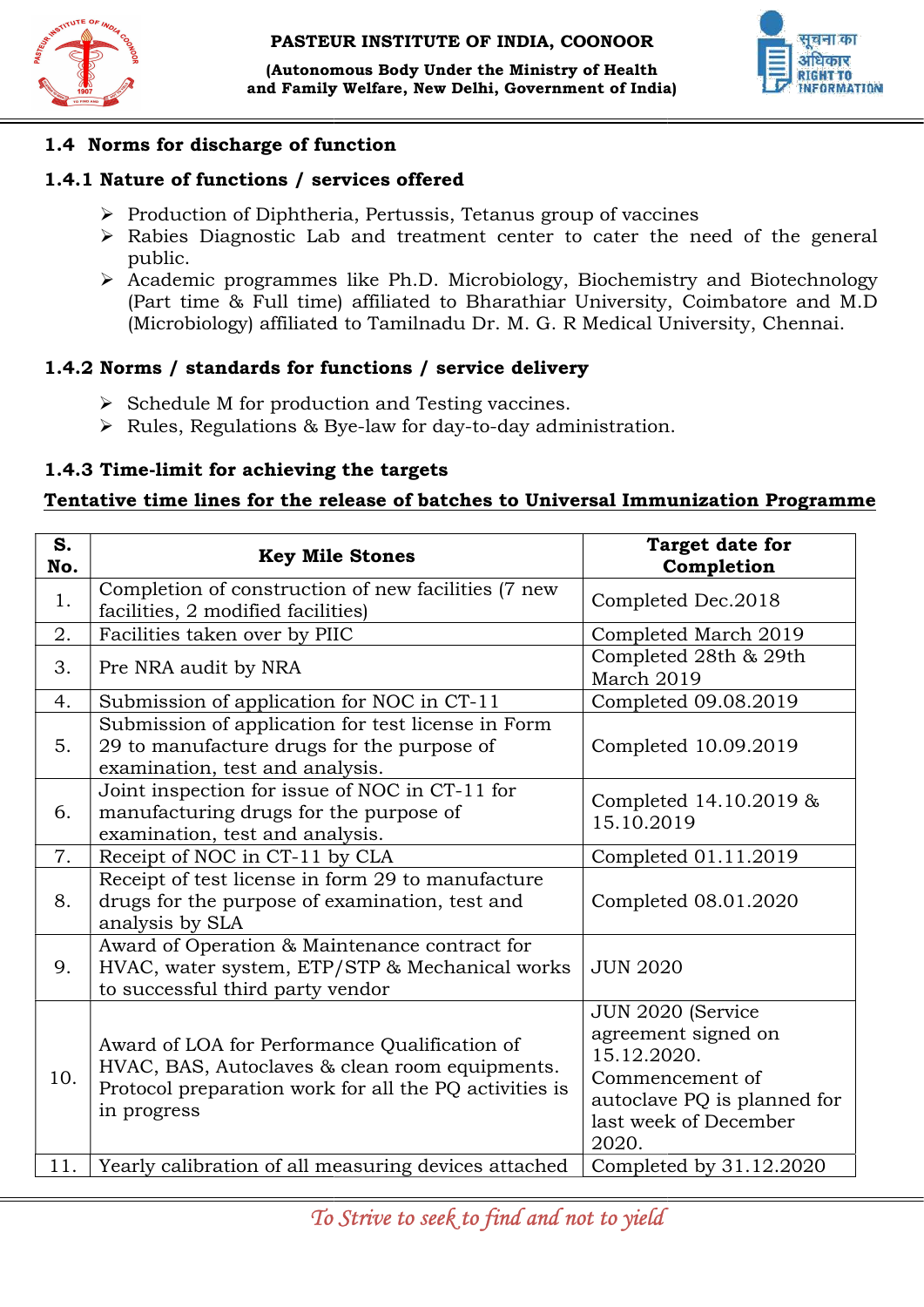### 1.4 Norms for discharge of function

#### 1.4.1 Nature of functions / services offered

- Production of Diphtheria, Pertussis, Tetanus group of vaccines
- Rabies Diagnostic Lab and treatment center to cater the need of the general public.
- Academic programmes like Ph.D. Microbiology, Biochemistry and Biotechnology (Part time & Full time) affiliated to Bharathiar University, Coimbatore and M.D (Microbiology) affiliated to Tamilnadu Dr. M. G. R Medical University, Chennai.

#### 1.4.2 Norms / standards for functions / service delivery

- Schedule M for production and Testing vaccines.
- Rules, Regulations & Bye-law for day-to-day administration.

#### 1.4.3 Time-limit for achieving the targets

**Tentative time lines for the release of batches to Universal Immunization Programme**

| S. No. | Key Mile Stones | Target date for Completion |
|---|---|---|
| 1. | Completion of construction of new facilities (7 new facilities, 2 modified facilities) | Completed Dec.2018 |
| 2. | Facilities taken over by PIIC | Completed March 2019 |
| 3. | Pre NRA audit by NRA | Completed 28th & 29th March 2019 |
| 4. | Submission of application for NOC in CT-11 | Completed 09.08.2019 |
| 5. | Submission of application for test license in Form 29 to manufacture drugs for the purpose of examination, test and analysis. | Completed 10.09.2019 |
| 6. | Joint inspection for issue of NOC in CT-11 for manufacturing drugs for the purpose of examination, test and analysis. | Completed 14.10.2019 & 15.10.2019 |
| 7. | Receipt of NOC in CT-11 by CLA | Completed 01.11.2019 |
| 8. | Receipt of test license in form 29 to manufacture drugs for the purpose of examination, test and analysis by SLA | Completed 08.01.2020 |
| 9. | Award of Operation & Maintenance contract for HVAC, water system, ETP/STP & Mechanical works to successful third party vendor | JUN 2020 |
| 10. | Award of LOA for Performance Qualification of HVAC, BAS, Autoclaves & clean room equipments. Protocol preparation work for all the PQ activities is in progress | JUN 2020 (Service agreement signed on 15.12.2020. Commencement of autoclave PQ is planned for last week of December 2020. |
| 11. | Yearly calibration of all measuring devices attached | Completed by 31.12.2020 |

*To Strive to seek to find and not to yield*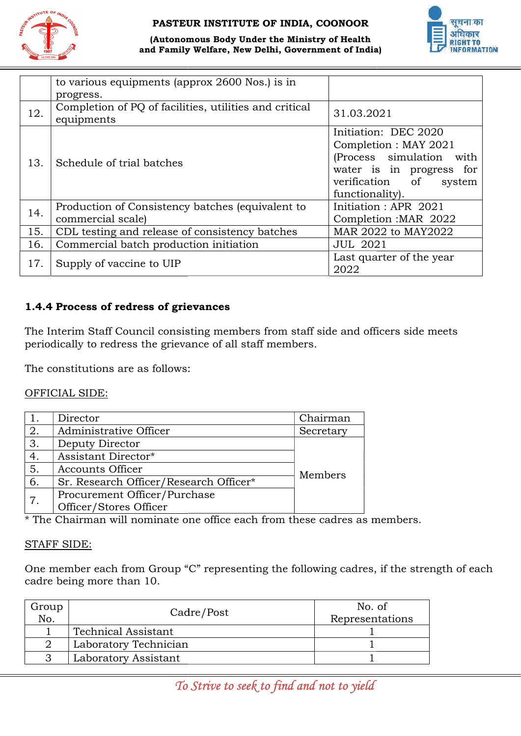| | | |
|---|---|---|
| | to various equipments (approx 2600 Nos.) is in progress. | |
| 12. | Completion of PQ of facilities, utilities and critical equipments | 31.03.2021 |
| 13. | Schedule of trial batches | Initiation: DEC 2020<br>Completion : MAY 2021<br>(Process simulation with water is in progress for verification of system functionality). |
| 14. | Production of Consistency batches (equivalent to commercial scale) | Initiation : APR 2021<br>Completion :MAR 2022 |
| 15. | CDL testing and release of consistency batches | MAR 2022 to MAY2022 |
| 16. | Commercial batch production initiation | JUL 2021 |
| 17. | Supply of vaccine to UIP | Last quarter of the year 2022 |

### 1.4.4 Process of redress of grievances

The Interim Staff Council consisting members from staff side and officers side meets periodically to redress the grievance of all staff members.

The constitutions are as follows:

OFFICIAL SIDE:

| | | |
|---|---|---|
| 1. | Director | Chairman |
| 2. | Administrative Officer | Secretary |
| 3. | Deputy Director | Members |
| 4. | Assistant Director* | |
| 5. | Accounts Officer | |
| 6. | Sr. Research Officer/Research Officer* | |
| 7. | Procurement Officer/Purchase Officer/Stores Officer | |

* The Chairman will nominate one office each from these cadres as members.

STAFF SIDE:

One member each from Group "C" representing the following cadres, if the strength of each cadre being more than 10.

| Group No. | Cadre/Post | No. of Representations |
|---|---|---|
| 1 | Technical Assistant | 1 |
| 2 | Laboratory Technician | 1 |
| 3 | Laboratory Assistant | 1 |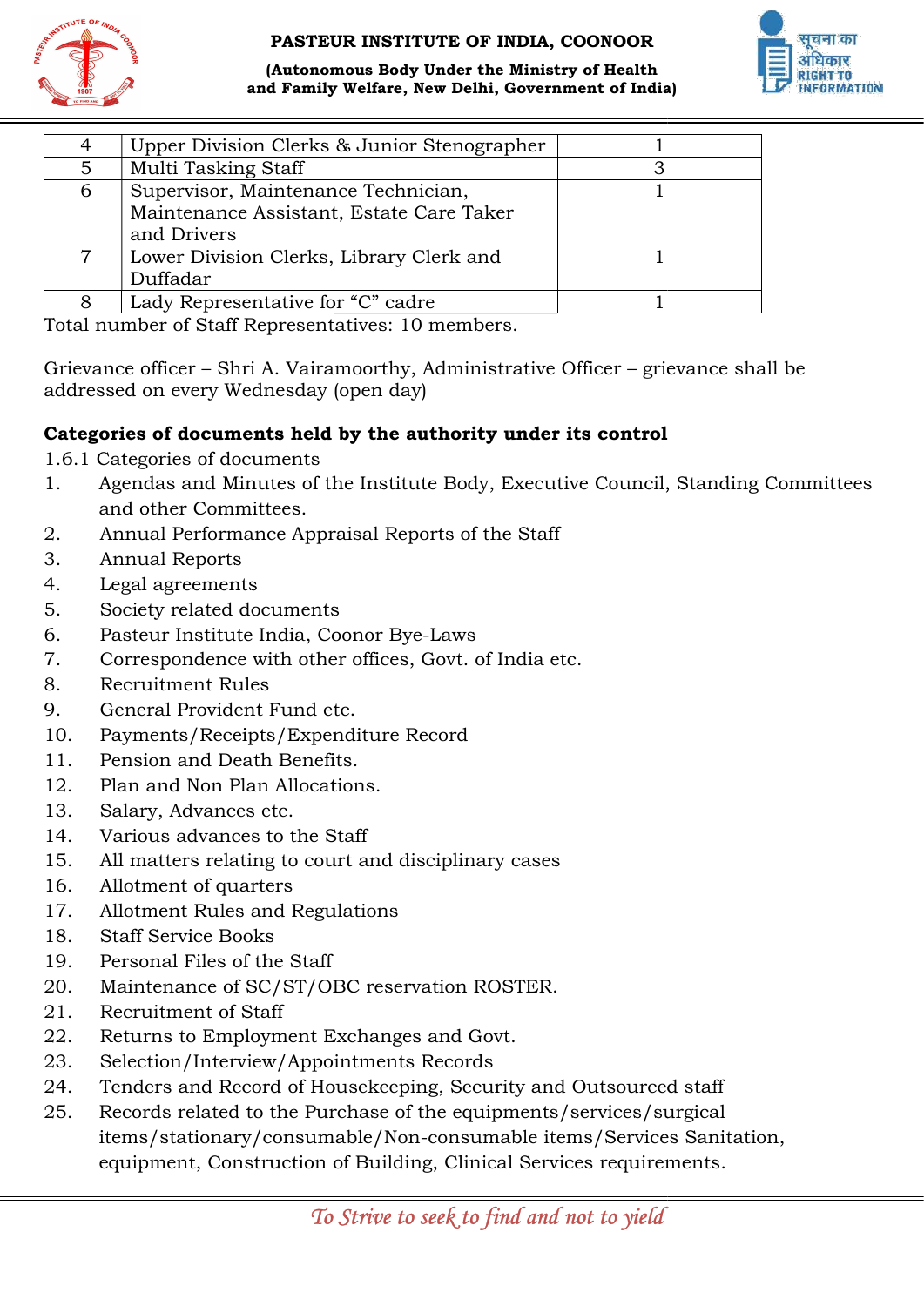| 4 | Upper Division Clerks & Junior Stenographer | 1 |
|---|---|---|
| 5 | Multi Tasking Staff | 3 |
| 6 | Supervisor, Maintenance Technician, Maintenance Assistant, Estate Care Taker and Drivers | 1 |
| 7 | Lower Division Clerks, Library Clerk and Duffadar | 1 |
| 8 | Lady Representative for “C” cadre | 1 |

Total number of Staff Representatives: 10 members.

Grievance officer – Shri A. Vairamoorthy, Administrative Officer – grievance shall be addressed on every Wednesday (open day)

**Categories of documents held by the authority under its control**

1.6.1 Categories of documents

1. Agendas and Minutes of the Institute Body, Executive Council, Standing Committees and other Committees.
2. Annual Performance Appraisal Reports of the Staff
3. Annual Reports
4. Legal agreements
5. Society related documents
6. Pasteur Institute India, Coonor Bye-Laws
7. Correspondence with other offices, Govt. of India etc.
8. Recruitment Rules
9. General Provident Fund etc.
10. Payments/Receipts/Expenditure Record
11. Pension and Death Benefits.
12. Plan and Non Plan Allocations.
13. Salary, Advances etc.
14. Various advances to the Staff
15. All matters relating to court and disciplinary cases
16. Allotment of quarters
17. Allotment Rules and Regulations
18. Staff Service Books
19. Personal Files of the Staff
20. Maintenance of SC/ST/OBC reservation ROSTER.
21. Recruitment of Staff
22. Returns to Employment Exchanges and Govt.
23. Selection/Interview/Appointments Records
24. Tenders and Record of Housekeeping, Security and Outsourced staff
25. Records related to the Purchase of the equipments/services/surgical items/stationary/consumable/Non-consumable items/Services Sanitation, equipment, Construction of Building, Clinical Services requirements.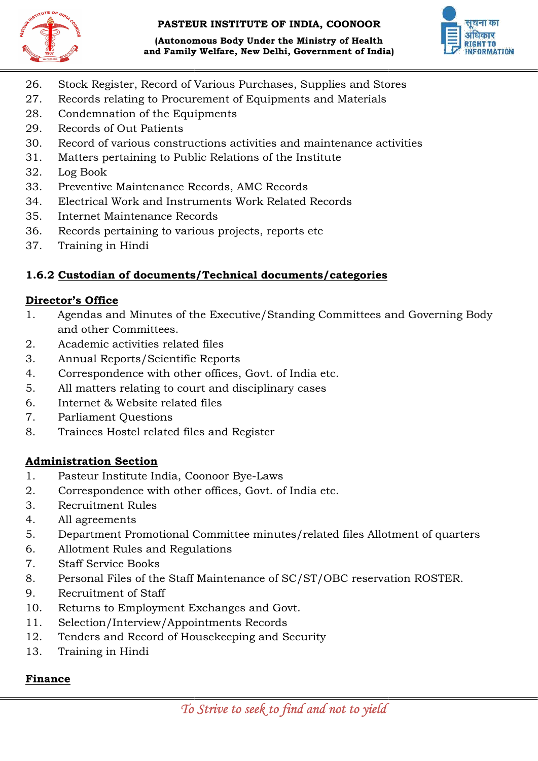26. Stock Register, Record of Various Purchases, Supplies and Stores
27. Records relating to Procurement of Equipments and Materials
28. Condemnation of the Equipments
29. Records of Out Patients
30. Record of various constructions activities and maintenance activities
31. Matters pertaining to Public Relations of the Institute
32. Log Book
33. Preventive Maintenance Records, AMC Records
34. Electrical Work and Instruments Work Related Records
35. Internet Maintenance Records
36. Records pertaining to various projects, reports etc
37. Training in Hindi

### 1.6.2 <u>Custodian of documents/Technical documents/categories</u>

**<u>Director's Office</u>**

1. Agendas and Minutes of the Executive/Standing Committees and Governing Body and other Committees.
2. Academic activities related files
3. Annual Reports/Scientific Reports
4. Correspondence with other offices, Govt. of India etc.
5. All matters relating to court and disciplinary cases
6. Internet & Website related files
7. Parliament Questions
8. Trainees Hostel related files and Register

**<u>Administration Section</u>**

1. Pasteur Institute India, Coonoor Bye-Laws
2. Correspondence with other offices, Govt. of India etc.
3. Recruitment Rules
4. All agreements
5. Department Promotional Committee minutes/related files Allotment of quarters
6. Allotment Rules and Regulations
7. Staff Service Books
8. Personal Files of the Staff Maintenance of SC/ST/OBC reservation ROSTER.
9. Recruitment of Staff
10. Returns to Employment Exchanges and Govt.
11. Selection/Interview/Appointments Records
12. Tenders and Record of Housekeeping and Security
13. Training in Hindi

**<u>Finance</u>**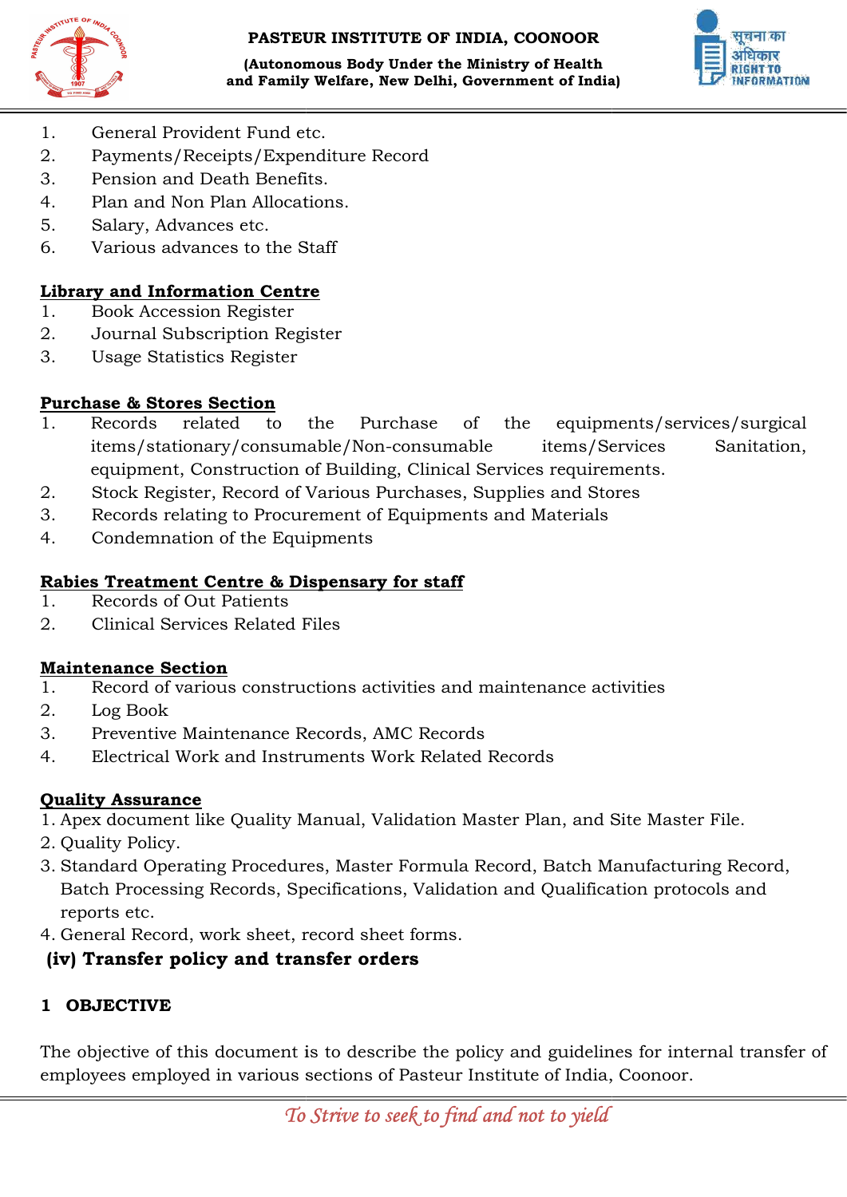1. General Provident Fund etc.
2. Payments/Receipts/Expenditure Record
3. Pension and Death Benefits.
4. Plan and Non Plan Allocations.
5. Salary, Advances etc.
6. Various advances to the Staff

**Library and Information Centre**

1. Book Accession Register
2. Journal Subscription Register
3. Usage Statistics Register

**Purchase & Stores Section**

1. Records related to the Purchase of the equipments/services/surgical items/stationary/consumable/Non-consumable items/Services Sanitation, equipment, Construction of Building, Clinical Services requirements.
2. Stock Register, Record of Various Purchases, Supplies and Stores
3. Records relating to Procurement of Equipments and Materials
4. Condemnation of the Equipments

**Rabies Treatment Centre & Dispensary for staff**

1. Records of Out Patients
2. Clinical Services Related Files

**Maintenance Section**

1. Record of various constructions activities and maintenance activities
2. Log Book
3. Preventive Maintenance Records, AMC Records
4. Electrical Work and Instruments Work Related Records

**Quality Assurance**

1. Apex document like Quality Manual, Validation Master Plan, and Site Master File.
2. Quality Policy.
3. Standard Operating Procedures, Master Formula Record, Batch Manufacturing Record, Batch Processing Records, Specifications, Validation and Qualification protocols and reports etc.
4. General Record, work sheet, record sheet forms.

## (iv) Transfer policy and transfer orders

### 1 OBJECTIVE

The objective of this document is to describe the policy and guidelines for internal transfer of employees employed in various sections of Pasteur Institute of India, Coonoor.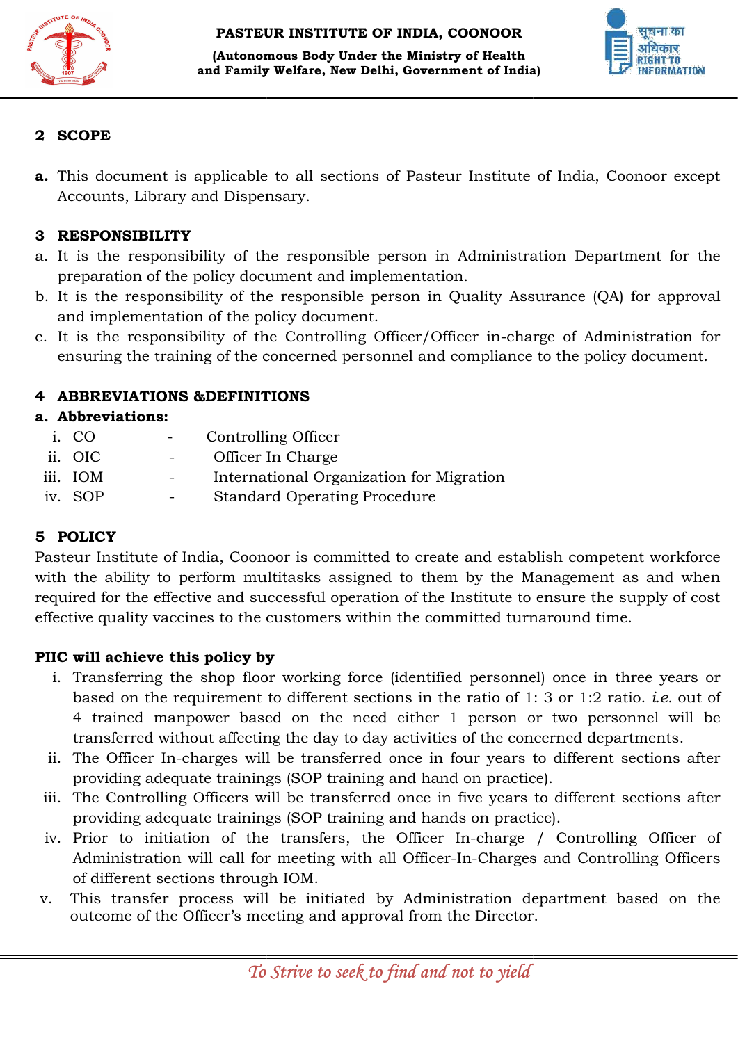## 2 SCOPE

**a.** This document is applicable to all sections of Pasteur Institute of India, Coonoor except Accounts, Library and Dispensary.

## 3 RESPONSIBILITY

a. It is the responsibility of the responsible person in Administration Department for the preparation of the policy document and implementation.
b. It is the responsibility of the responsible person in Quality Assurance (QA) for approval and implementation of the policy document.
c. It is the responsibility of the Controlling Officer/Officer in-charge of Administration for ensuring the training of the concerned personnel and compliance to the policy document.

## 4 ABBREVIATIONS &DEFINITIONS

**a. Abbreviations:**

i. CO - Controlling Officer
ii. OIC - Officer In Charge
iii. IOM - International Organization for Migration
iv. SOP - Standard Operating Procedure

## 5 POLICY

Pasteur Institute of India, Coonoor is committed to create and establish competent workforce with the ability to perform multitasks assigned to them by the Management as and when required for the effective and successful operation of the Institute to ensure the supply of cost effective quality vaccines to the customers within the committed turnaround time.

**PIIC will achieve this policy by**

i. Transferring the shop floor working force (identified personnel) once in three years or based on the requirement to different sections in the ratio of 1: 3 or 1:2 ratio. *i.e.* out of 4 trained manpower based on the need either 1 person or two personnel will be transferred without affecting the day to day activities of the concerned departments.
ii. The Officer In-charges will be transferred once in four years to different sections after providing adequate trainings (SOP training and hand on practice).
iii. The Controlling Officers will be transferred once in five years to different sections after providing adequate trainings (SOP training and hands on practice).
iv. Prior to initiation of the transfers, the Officer In-charge / Controlling Officer of Administration will call for meeting with all Officer-In-Charges and Controlling Officers of different sections through IOM.
v. This transfer process will be initiated by Administration department based on the outcome of the Officer's meeting and approval from the Director.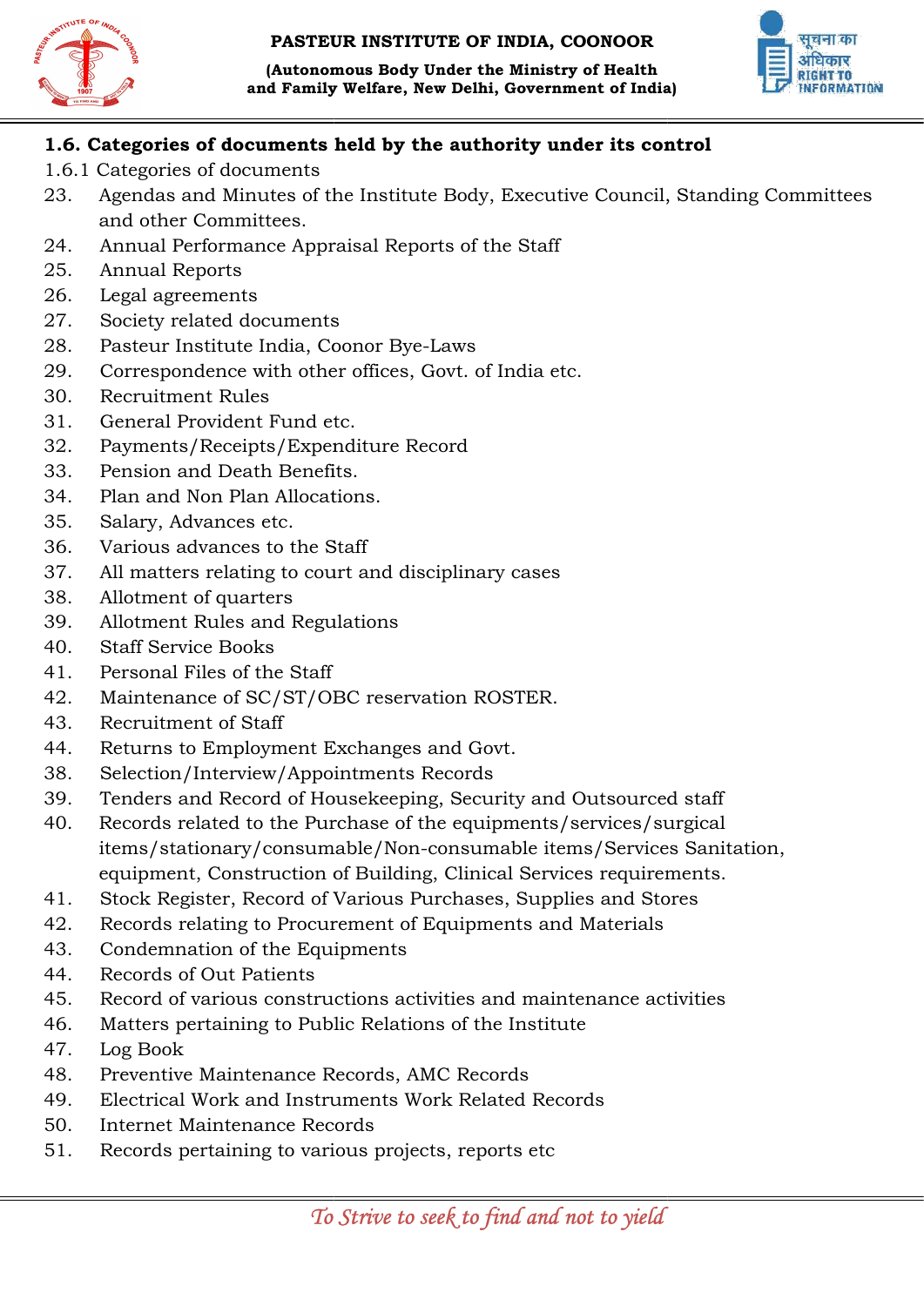### 1.6. Categories of documents held by the authority under its control

1.6.1 Categories of documents

23. Agendas and Minutes of the Institute Body, Executive Council, Standing Committees and other Committees.
24. Annual Performance Appraisal Reports of the Staff
25. Annual Reports
26. Legal agreements
27. Society related documents
28. Pasteur Institute India, Coonor Bye-Laws
29. Correspondence with other offices, Govt. of India etc.
30. Recruitment Rules
31. General Provident Fund etc.
32. Payments/Receipts/Expenditure Record
33. Pension and Death Benefits.
34. Plan and Non Plan Allocations.
35. Salary, Advances etc.
36. Various advances to the Staff
37. All matters relating to court and disciplinary cases
38. Allotment of quarters
39. Allotment Rules and Regulations
40. Staff Service Books
41. Personal Files of the Staff
42. Maintenance of SC/ST/OBC reservation ROSTER.
43. Recruitment of Staff
44. Returns to Employment Exchanges and Govt.
38. Selection/Interview/Appointments Records
39. Tenders and Record of Housekeeping, Security and Outsourced staff
40. Records related to the Purchase of the equipments/services/surgical items/stationary/consumable/Non-consumable items/Services Sanitation, equipment, Construction of Building, Clinical Services requirements.
41. Stock Register, Record of Various Purchases, Supplies and Stores
42. Records relating to Procurement of Equipments and Materials
43. Condemnation of the Equipments
44. Records of Out Patients
45. Record of various constructions activities and maintenance activities
46. Matters pertaining to Public Relations of the Institute
47. Log Book
48. Preventive Maintenance Records, AMC Records
49. Electrical Work and Instruments Work Related Records
50. Internet Maintenance Records
51. Records pertaining to various projects, reports etc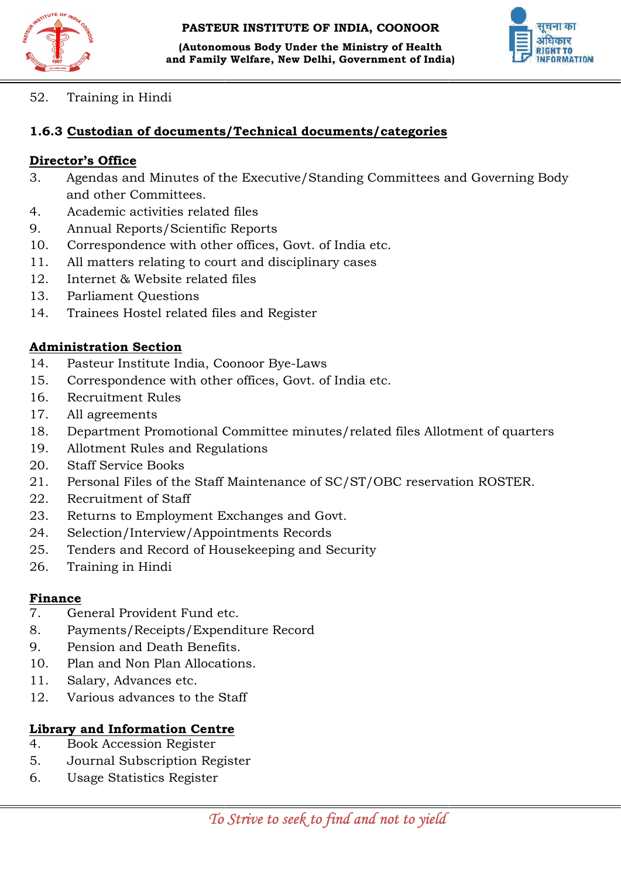52. Training in Hindi

**1.6.3 <u>Custodian of documents/Technical documents/categories</u>**

**<u>Director's Office</u>**

3. Agendas and Minutes of the Executive/Standing Committees and Governing Body and other Committees.
4. Academic activities related files
9. Annual Reports/Scientific Reports
10. Correspondence with other offices, Govt. of India etc.
11. All matters relating to court and disciplinary cases
12. Internet & Website related files
13. Parliament Questions
14. Trainees Hostel related files and Register

**<u>Administration Section</u>**

14. Pasteur Institute India, Coonoor Bye-Laws
15. Correspondence with other offices, Govt. of India etc.
16. Recruitment Rules
17. All agreements
18. Department Promotional Committee minutes/related files Allotment of quarters
19. Allotment Rules and Regulations
20. Staff Service Books
21. Personal Files of the Staff Maintenance of SC/ST/OBC reservation ROSTER.
22. Recruitment of Staff
23. Returns to Employment Exchanges and Govt.
24. Selection/Interview/Appointments Records
25. Tenders and Record of Housekeeping and Security
26. Training in Hindi

**<u>Finance</u>**

7. General Provident Fund etc.
8. Payments/Receipts/Expenditure Record
9. Pension and Death Benefits.
10. Plan and Non Plan Allocations.
11. Salary, Advances etc.
12. Various advances to the Staff

**<u>Library and Information Centre</u>**

4. Book Accession Register
5. Journal Subscription Register
6. Usage Statistics Register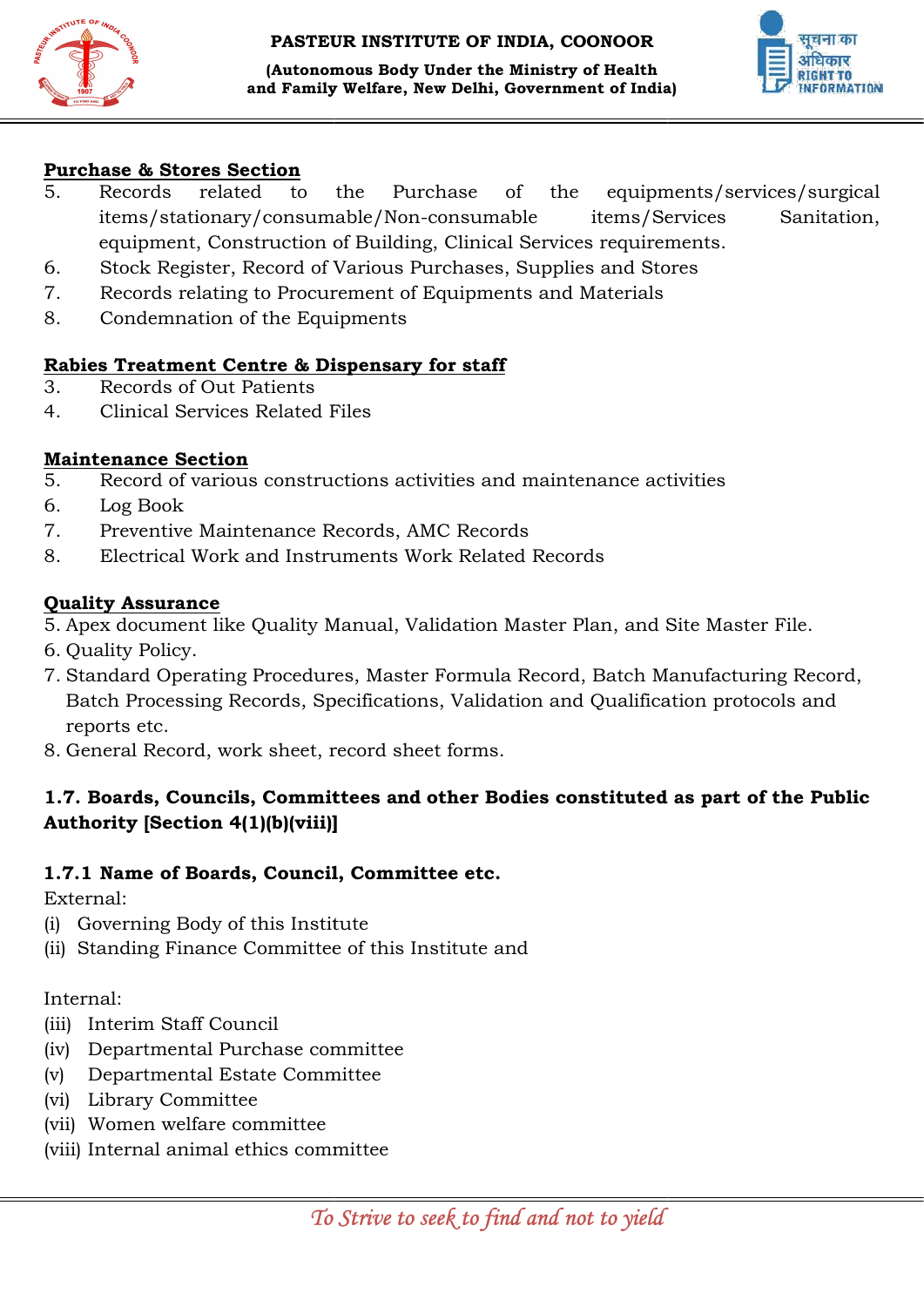**Purchase & Stores Section**

5. Records related to the Purchase of the equipments/services/surgical items/stationary/consumable/Non-consumable items/Services Sanitation, equipment, Construction of Building, Clinical Services requirements.
6. Stock Register, Record of Various Purchases, Supplies and Stores
7. Records relating to Procurement of Equipments and Materials
8. Condemnation of the Equipments

**Rabies Treatment Centre & Dispensary for staff**

3. Records of Out Patients
4. Clinical Services Related Files

**Maintenance Section**

5. Record of various constructions activities and maintenance activities
6. Log Book
7. Preventive Maintenance Records, AMC Records
8. Electrical Work and Instruments Work Related Records

**Quality Assurance**

5. Apex document like Quality Manual, Validation Master Plan, and Site Master File.
6. Quality Policy.
7. Standard Operating Procedures, Master Formula Record, Batch Manufacturing Record, Batch Processing Records, Specifications, Validation and Qualification protocols and reports etc.
8. General Record, work sheet, record sheet forms.

### 1.7. Boards, Councils, Committees and other Bodies constituted as part of the Public Authority [Section 4(1)(b)(viii)]

#### 1.7.1 Name of Boards, Council, Committee etc.

External:

(i) Governing Body of this Institute
(ii) Standing Finance Committee of this Institute and

Internal:

(iii) Interim Staff Council
(iv) Departmental Purchase committee
(v) Departmental Estate Committee
(vi) Library Committee
(vii) Women welfare committee
(viii) Internal animal ethics committee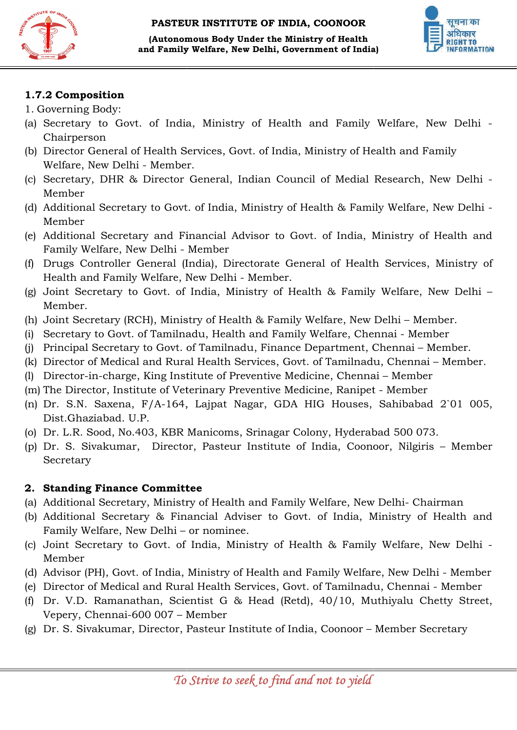### 1.7.2 Composition

1. Governing Body:

(a) Secretary to Govt. of India, Ministry of Health and Family Welfare, New Delhi - Chairperson
(b) Director General of Health Services, Govt. of India, Ministry of Health and Family Welfare, New Delhi - Member.
(c) Secretary, DHR & Director General, Indian Council of Medial Research, New Delhi - Member
(d) Additional Secretary to Govt. of India, Ministry of Health & Family Welfare, New Delhi - Member
(e) Additional Secretary and Financial Advisor to Govt. of India, Ministry of Health and Family Welfare, New Delhi - Member
(f) Drugs Controller General (India), Directorate General of Health Services, Ministry of Health and Family Welfare, New Delhi - Member.
(g) Joint Secretary to Govt. of India, Ministry of Health & Family Welfare, New Delhi – Member.
(h) Joint Secretary (RCH), Ministry of Health & Family Welfare, New Delhi – Member.
(i) Secretary to Govt. of Tamilnadu, Health and Family Welfare, Chennai - Member
(j) Principal Secretary to Govt. of Tamilnadu, Finance Department, Chennai – Member.
(k) Director of Medical and Rural Health Services, Govt. of Tamilnadu, Chennai – Member.
(l) Director-in-charge, King Institute of Preventive Medicine, Chennai – Member
(m) The Director, Institute of Veterinary Preventive Medicine, Ranipet - Member
(n) Dr. S.N. Saxena, F/A-164, Lajpat Nagar, GDA HIG Houses, Sahibabad 2`01 005, Dist.Ghaziabad. U.P.
(o) Dr. L.R. Sood, No.403, KBR Manicoms, Srinagar Colony, Hyderabad 500 073.
(p) Dr. S. Sivakumar, Director, Pasteur Institute of India, Coonoor, Nilgiris – Member Secretary

**2. Standing Finance Committee**

(a) Additional Secretary, Ministry of Health and Family Welfare, New Delhi- Chairman
(b) Additional Secretary & Financial Adviser to Govt. of India, Ministry of Health and Family Welfare, New Delhi – or nominee.
(c) Joint Secretary to Govt. of India, Ministry of Health & Family Welfare, New Delhi - Member
(d) Advisor (PH), Govt. of India, Ministry of Health and Family Welfare, New Delhi - Member
(e) Director of Medical and Rural Health Services, Govt. of Tamilnadu, Chennai - Member
(f) Dr. V.D. Ramanathan, Scientist G & Head (Retd), 40/10, Muthiyalu Chetty Street, Vepery, Chennai-600 007 – Member
(g) Dr. S. Sivakumar, Director, Pasteur Institute of India, Coonoor – Member Secretary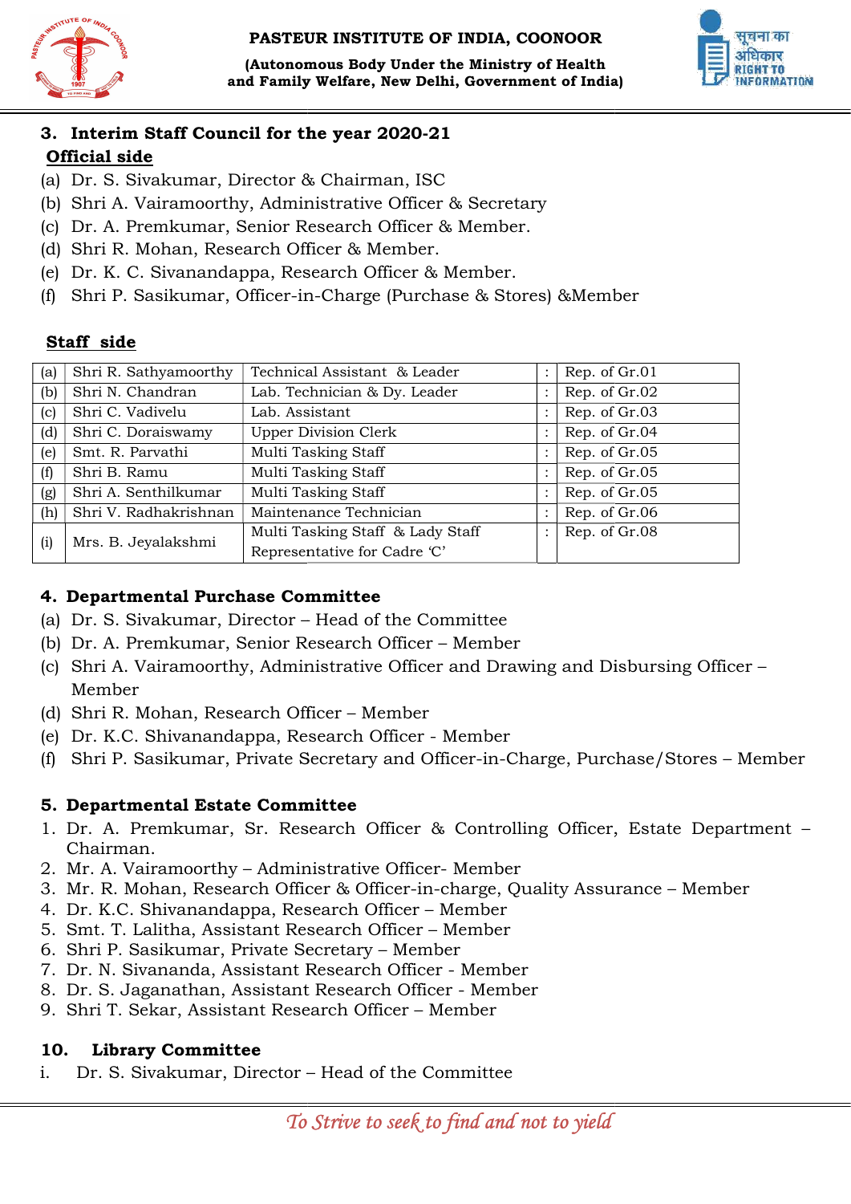### 3. Interim Staff Council for the year 2020-21

**Official side**

(a) Dr. S. Sivakumar, Director & Chairman, ISC
(b) Shri A. Vairamoorthy, Administrative Officer & Secretary
(c) Dr. A. Premkumar, Senior Research Officer & Member.
(d) Shri R. Mohan, Research Officer & Member.
(e) Dr. K. C. Sivanandappa, Research Officer & Member.
(f) Shri P. Sasikumar, Officer-in-Charge (Purchase & Stores) &Member

**Staff side**

| | | | | |
|---|---|---|---|---|
| (a) | Shri R. Sathyamoorthy | Technical Assistant & Leader | : | Rep. of Gr.01 |
| (b) | Shri N. Chandran | Lab. Technician & Dy. Leader | : | Rep. of Gr.02 |
| (c) | Shri C. Vadivelu | Lab. Assistant | : | Rep. of Gr.03 |
| (d) | Shri C. Doraiswamy | Upper Division Clerk | : | Rep. of Gr.04 |
| (e) | Smt. R. Parvathi | Multi Tasking Staff | : | Rep. of Gr.05 |
| (f) | Shri B. Ramu | Multi Tasking Staff | : | Rep. of Gr.05 |
| (g) | Shri A. Senthilkumar | Multi Tasking Staff | : | Rep. of Gr.05 |
| (h) | Shri V. Radhakrishnan | Maintenance Technician | : | Rep. of Gr.06 |
| (i) | Mrs. B. Jeyalakshmi | Multi Tasking Staff & Lady Staff Representative for Cadre 'C' | : | Rep. of Gr.08 |

### 4. Departmental Purchase Committee

(a) Dr. S. Sivakumar, Director – Head of the Committee
(b) Dr. A. Premkumar, Senior Research Officer – Member
(c) Shri A. Vairamoorthy, Administrative Officer and Drawing and Disbursing Officer – Member
(d) Shri R. Mohan, Research Officer – Member
(e) Dr. K.C. Shivanandappa, Research Officer - Member
(f) Shri P. Sasikumar, Private Secretary and Officer-in-Charge, Purchase/Stores – Member

### 5. Departmental Estate Committee

1. Dr. A. Premkumar, Sr. Research Officer & Controlling Officer, Estate Department – Chairman.
2. Mr. A. Vairamoorthy – Administrative Officer- Member
3. Mr. R. Mohan, Research Officer & Officer-in-charge, Quality Assurance – Member
4. Dr. K.C. Shivanandappa, Research Officer – Member
5. Smt. T. Lalitha, Assistant Research Officer – Member
6. Shri P. Sasikumar, Private Secretary – Member
7. Dr. N. Sivananda, Assistant Research Officer - Member
8. Dr. S. Jaganathan, Assistant Research Officer - Member
9. Shri T. Sekar, Assistant Research Officer – Member

### 10. Library Committee

i. Dr. S. Sivakumar, Director – Head of the Committee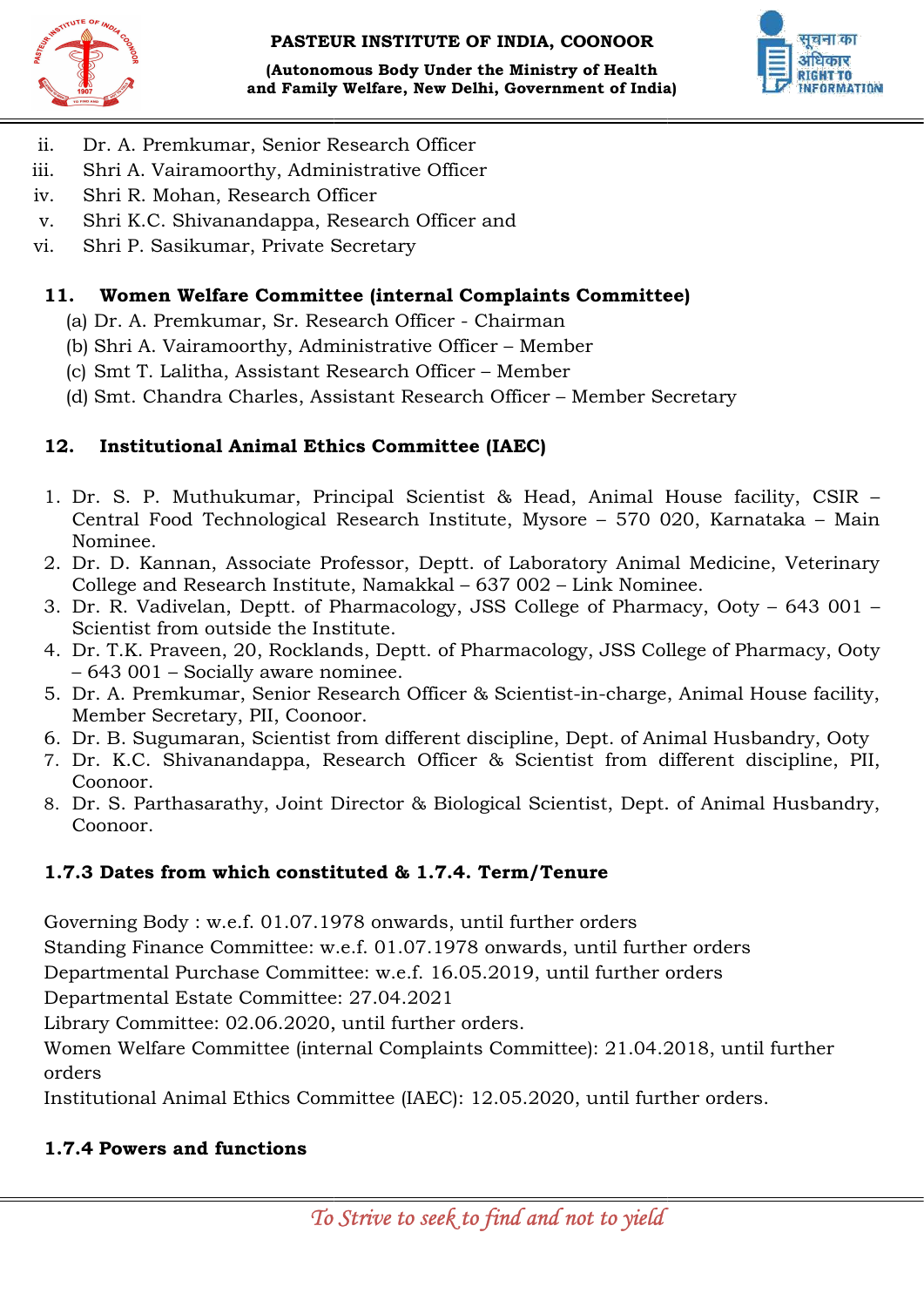ii. Dr. A. Premkumar, Senior Research Officer
iii. Shri A. Vairamoorthy, Administrative Officer
iv. Shri R. Mohan, Research Officer
v. Shri K.C. Shivanandappa, Research Officer and
vi. Shri P. Sasikumar, Private Secretary

**11. Women Welfare Committee (internal Complaints Committee)**

(a) Dr. A. Premkumar, Sr. Research Officer - Chairman
(b) Shri A. Vairamoorthy, Administrative Officer – Member
(c) Smt T. Lalitha, Assistant Research Officer – Member
(d) Smt. Chandra Charles, Assistant Research Officer – Member Secretary

**12. Institutional Animal Ethics Committee (IAEC)**

1. Dr. S. P. Muthukumar, Principal Scientist & Head, Animal House facility, CSIR – Central Food Technological Research Institute, Mysore – 570 020, Karnataka – Main Nominee.
2. Dr. D. Kannan, Associate Professor, Deptt. of Laboratory Animal Medicine, Veterinary College and Research Institute, Namakkal – 637 002 – Link Nominee.
3. Dr. R. Vadivelan, Deptt. of Pharmacology, JSS College of Pharmacy, Ooty – 643 001 – Scientist from outside the Institute.
4. Dr. T.K. Praveen, 20, Rocklands, Deptt. of Pharmacology, JSS College of Pharmacy, Ooty – 643 001 – Socially aware nominee.
5. Dr. A. Premkumar, Senior Research Officer & Scientist-in-charge, Animal House facility, Member Secretary, PII, Coonoor.
6. Dr. B. Sugumaran, Scientist from different discipline, Dept. of Animal Husbandry, Ooty
7. Dr. K.C. Shivanandappa, Research Officer & Scientist from different discipline, PII, Coonoor.
8. Dr. S. Parthasarathy, Joint Director & Biological Scientist, Dept. of Animal Husbandry, Coonoor.

**1.7.3 Dates from which constituted & 1.7.4. Term/Tenure**

Governing Body : w.e.f. 01.07.1978 onwards, until further orders
Standing Finance Committee: w.e.f. 01.07.1978 onwards, until further orders
Departmental Purchase Committee: w.e.f. 16.05.2019, until further orders
Departmental Estate Committee: 27.04.2021
Library Committee: 02.06.2020, until further orders.
Women Welfare Committee (internal Complaints Committee): 21.04.2018, until further orders
Institutional Animal Ethics Committee (IAEC): 12.05.2020, until further orders.

**1.7.4 Powers and functions**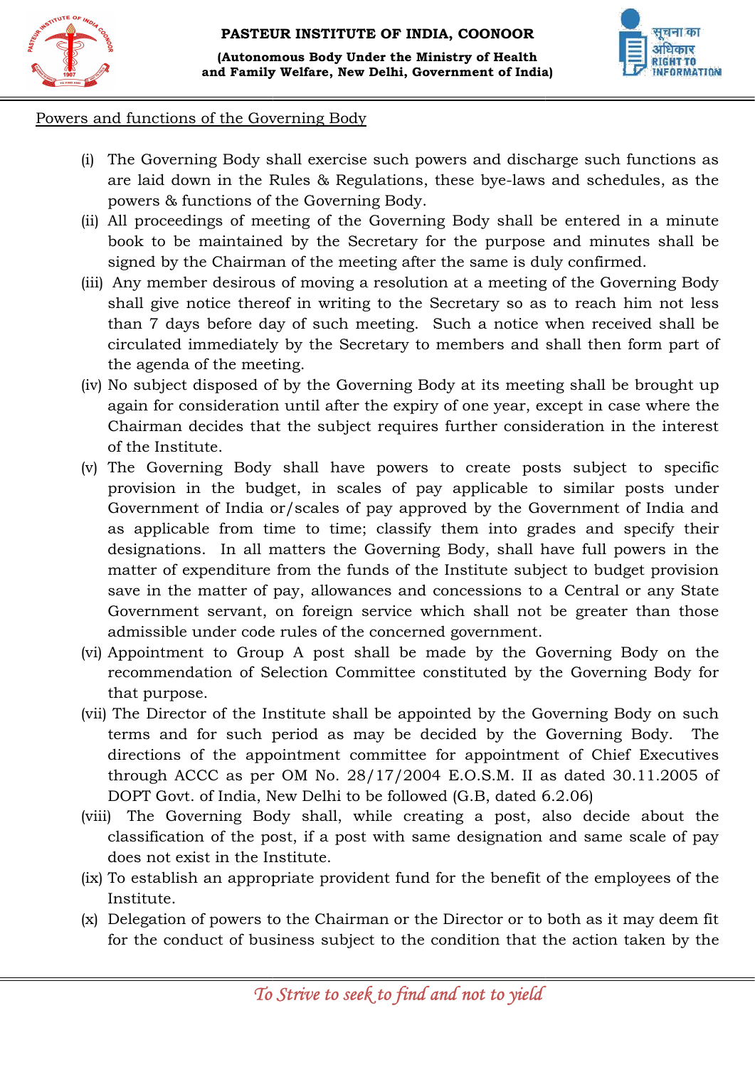Powers and functions of the Governing Body

(i) The Governing Body shall exercise such powers and discharge such functions as are laid down in the Rules & Regulations, these bye-laws and schedules, as the powers & functions of the Governing Body.

(ii) All proceedings of meeting of the Governing Body shall be entered in a minute book to be maintained by the Secretary for the purpose and minutes shall be signed by the Chairman of the meeting after the same is duly confirmed.

(iii) Any member desirous of moving a resolution at a meeting of the Governing Body shall give notice thereof in writing to the Secretary so as to reach him not less than 7 days before day of such meeting. Such a notice when received shall be circulated immediately by the Secretary to members and shall then form part of the agenda of the meeting.

(iv) No subject disposed of by the Governing Body at its meeting shall be brought up again for consideration until after the expiry of one year, except in case where the Chairman decides that the subject requires further consideration in the interest of the Institute.

(v) The Governing Body shall have powers to create posts subject to specific provision in the budget, in scales of pay applicable to similar posts under Government of India or/scales of pay approved by the Government of India and as applicable from time to time; classify them into grades and specify their designations. In all matters the Governing Body, shall have full powers in the matter of expenditure from the funds of the Institute subject to budget provision save in the matter of pay, allowances and concessions to a Central or any State Government servant, on foreign service which shall not be greater than those admissible under code rules of the concerned government.

(vi) Appointment to Group A post shall be made by the Governing Body on the recommendation of Selection Committee constituted by the Governing Body for that purpose.

(vii) The Director of the Institute shall be appointed by the Governing Body on such terms and for such period as may be decided by the Governing Body. The directions of the appointment committee for appointment of Chief Executives through ACCC as per OM No. 28/17/2004 E.O.S.M. II as dated 30.11.2005 of DOPT Govt. of India, New Delhi to be followed (G.B, dated 6.2.06)

(viii) The Governing Body shall, while creating a post, also decide about the classification of the post, if a post with same designation and same scale of pay does not exist in the Institute.

(ix) To establish an appropriate provident fund for the benefit of the employees of the Institute.

(x) Delegation of powers to the Chairman or the Director or to both as it may deem fit for the conduct of business subject to the condition that the action taken by the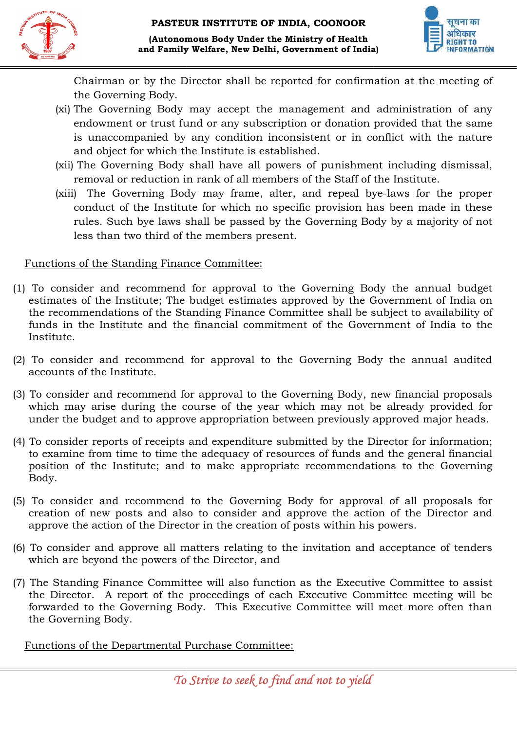Chairman or by the Director shall be reported for confirmation at the meeting of the Governing Body.

(xi) The Governing Body may accept the management and administration of any endowment or trust fund or any subscription or donation provided that the same is unaccompanied by any condition inconsistent or in conflict with the nature and object for which the Institute is established.

(xii) The Governing Body shall have all powers of punishment including dismissal, removal or reduction in rank of all members of the Staff of the Institute.

(xiii) The Governing Body may frame, alter, and repeal bye-laws for the proper conduct of the Institute for which no specific provision has been made in these rules. Such bye laws shall be passed by the Governing Body by a majority of not less than two third of the members present.

Functions of the Standing Finance Committee:

(1) To consider and recommend for approval to the Governing Body the annual budget estimates of the Institute; The budget estimates approved by the Government of India on the recommendations of the Standing Finance Committee shall be subject to availability of funds in the Institute and the financial commitment of the Government of India to the Institute.

(2) To consider and recommend for approval to the Governing Body the annual audited accounts of the Institute.

(3) To consider and recommend for approval to the Governing Body, new financial proposals which may arise during the course of the year which may not be already provided for under the budget and to approve appropriation between previously approved major heads.

(4) To consider reports of receipts and expenditure submitted by the Director for information; to examine from time to time the adequacy of resources of funds and the general financial position of the Institute; and to make appropriate recommendations to the Governing Body.

(5) To consider and recommend to the Governing Body for approval of all proposals for creation of new posts and also to consider and approve the action of the Director and approve the action of the Director in the creation of posts within his powers.

(6) To consider and approve all matters relating to the invitation and acceptance of tenders which are beyond the powers of the Director, and

(7) The Standing Finance Committee will also function as the Executive Committee to assist the Director. A report of the proceedings of each Executive Committee meeting will be forwarded to the Governing Body. This Executive Committee will meet more often than the Governing Body.

Functions of the Departmental Purchase Committee: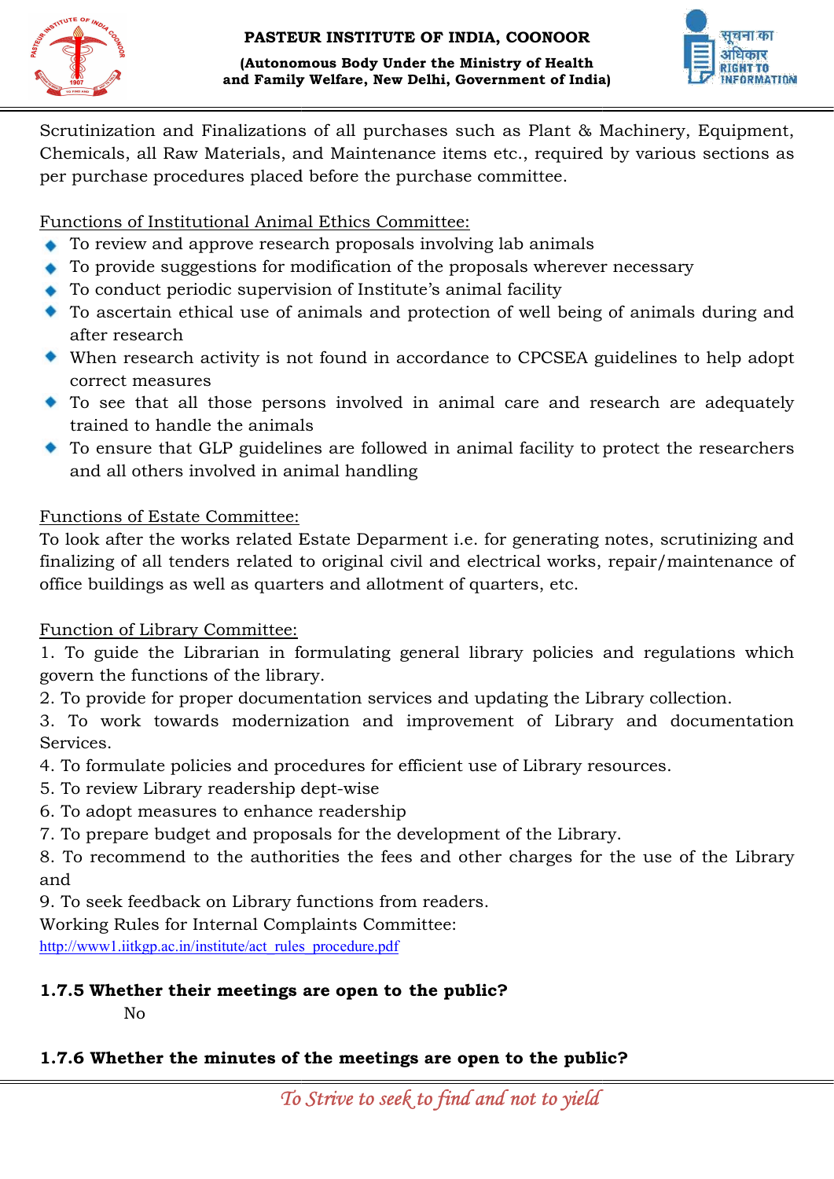Scrutinization and Finalizations of all purchases such as Plant & Machinery, Equipment, Chemicals, all Raw Materials, and Maintenance items etc., required by various sections as per purchase procedures placed before the purchase committee.

Functions of Institutional Animal Ethics Committee:

- To review and approve research proposals involving lab animals
- To provide suggestions for modification of the proposals wherever necessary
- To conduct periodic supervision of Institute's animal facility
- To ascertain ethical use of animals and protection of well being of animals during and after research
- When research activity is not found in accordance to CPCSEA guidelines to help adopt correct measures
- To see that all those persons involved in animal care and research are adequately trained to handle the animals
- To ensure that GLP guidelines are followed in animal facility to protect the researchers and all others involved in animal handling

Functions of Estate Committee:

To look after the works related Estate Deparment i.e. for generating notes, scrutinizing and finalizing of all tenders related to original civil and electrical works, repair/maintenance of office buildings as well as quarters and allotment of quarters, etc.

Function of Library Committee:

1. To guide the Librarian in formulating general library policies and regulations which govern the functions of the library.
2. To provide for proper documentation services and updating the Library collection.
3. To work towards modernization and improvement of Library and documentation Services.
4. To formulate policies and procedures for efficient use of Library resources.
5. To review Library readership dept-wise
6. To adopt measures to enhance readership
7. To prepare budget and proposals for the development of the Library.
8. To recommend to the authorities the fees and other charges for the use of the Library and
9. To seek feedback on Library functions from readers.

Working Rules for Internal Complaints Committee:
http://www1.iitkgp.ac.in/institute/act_rules_procedure.pdf

**1.7.5 Whether their meetings are open to the public?**

No

**1.7.6 Whether the minutes of the meetings are open to the public?**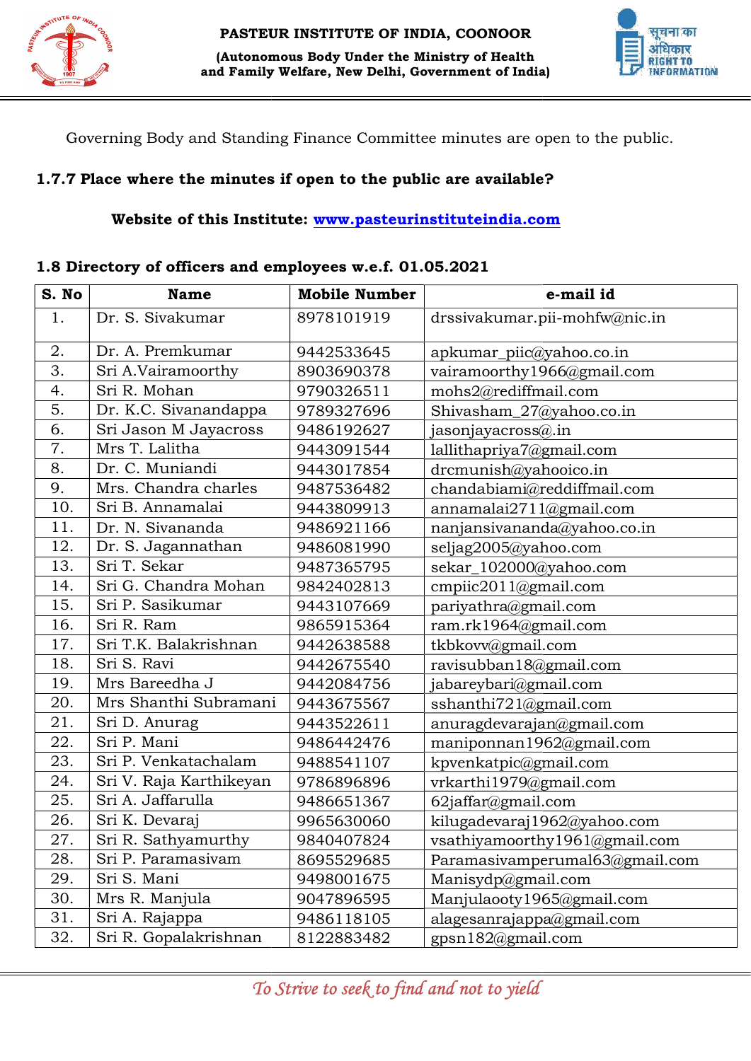Governing Body and Standing Finance Committee minutes are open to the public.

**1.7.7 Place where the minutes if open to the public are available?**

**Website of this Institute: www.pasteurinstituteindia.com**

**1.8 Directory of officers and employees w.e.f. 01.05.2021**

| S. No | Name | Mobile Number | e-mail id |
|---|---|---|---|
| 1. | Dr. S. Sivakumar | 8978101919 | drssivakumar.pii-mohfw@nic.in |
| 2. | Dr. A. Premkumar | 9442533645 | apkumar_piic@yahoo.co.in |
| 3. | Sri A.Vairamoorthy | 8903690378 | vairamoorthy1966@gmail.com |
| 4. | Sri R. Mohan | 9790326511 | mohs2@rediffmail.com |
| 5. | Dr. K.C. Sivanandappa | 9789327696 | Shivasham_27@yahoo.co.in |
| 6. | Sri Jason M Jayacross | 9486192627 | jasonjayacross@.in |
| 7. | Mrs T. Lalitha | 9443091544 | lallithapriya7@gmail.com |
| 8. | Dr. C. Muniandi | 9443017854 | drcmunish@yahooico.in |
| 9. | Mrs. Chandra charles | 9487536482 | chandabiami@reddiffmail.com |
| 10. | Sri B. Annamalai | 9443809913 | annamalai2711@gmail.com |
| 11. | Dr. N. Sivananda | 9486921166 | nanjansivananda@yahoo.co.in |
| 12. | Dr. S. Jagannathan | 9486081990 | seljag2005@yahoo.com |
| 13. | Sri T. Sekar | 9487365795 | sekar_102000@yahoo.com |
| 14. | Sri G. Chandra Mohan | 9842402813 | cmpiic2011@gmail.com |
| 15. | Sri P. Sasikumar | 9443107669 | pariyathra@gmail.com |
| 16. | Sri R. Ram | 9865915364 | ram.rk1964@gmail.com |
| 17. | Sri T.K. Balakrishnan | 9442638588 | tkbkovv@gmail.com |
| 18. | Sri S. Ravi | 9442675540 | ravisubban18@gmail.com |
| 19. | Mrs Bareedha J | 9442084756 | jabareybari@gmail.com |
| 20. | Mrs Shanthi Subramani | 9443675567 | sshanthi721@gmail.com |
| 21. | Sri D. Anurag | 9443522611 | anuragdevarajan@gmail.com |
| 22. | Sri P. Mani | 9486442476 | maniponnan1962@gmail.com |
| 23. | Sri P. Venkatachalam | 9488541107 | kpvenkatpic@gmail.com |
| 24. | Sri V. Raja Karthikeyan | 9786896896 | vrkarthi1979@gmail.com |
| 25. | Sri A. Jaffarulla | 9486651367 | 62jaffar@gmail.com |
| 26. | Sri K. Devaraj | 9965630060 | kilugadevaraj1962@yahoo.com |
| 27. | Sri R. Sathyamurthy | 9840407824 | vsathiyamoorthy1961@gmail.com |
| 28. | Sri P. Paramasivam | 8695529685 | Paramasivamperumal63@gmail.com |
| 29. | Sri S. Mani | 9498001675 | Manisydp@gmail.com |
| 30. | Mrs R. Manjula | 9047896595 | Manjulaooty1965@gmail.com |
| 31. | Sri A. Rajappa | 9486118105 | alagesanrajappa@gmail.com |
| 32. | Sri R. Gopalakrishnan | 8122883482 | gpsn182@gmail.com |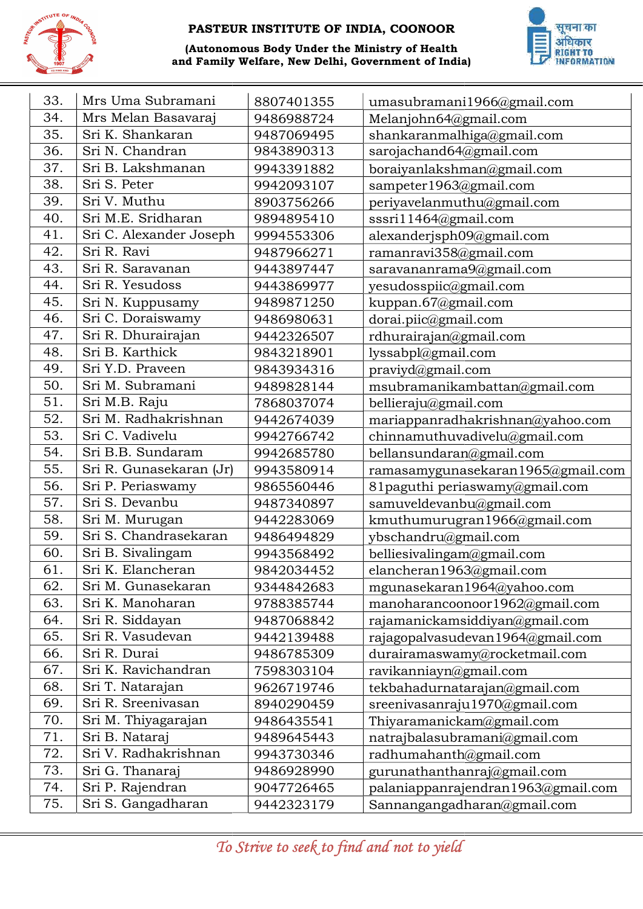| | | | |
|---|---|---|---|
| 33. | Mrs Uma Subramani | 8807401355 | umasubramani1966@gmail.com |
| 34. | Mrs Melan Basavaraj | 9486988724 | Melanjohn64@gmail.com |
| 35. | Sri K. Shankaran | 9487069495 | shankaranmalhiga@gmail.com |
| 36. | Sri N. Chandran | 9843890313 | sarojachand64@gmail.com |
| 37. | Sri B. Lakshmanan | 9943391882 | boraiyanlakshman@gmail.com |
| 38. | Sri S. Peter | 9942093107 | sampeter1963@gmail.com |
| 39. | Sri V. Muthu | 8903756266 | periyavelanmuthu@gmail.com |
| 40. | Sri M.E. Sridharan | 9894895410 | sssri11464@gmail.com |
| 41. | Sri C. Alexander Joseph | 9994553306 | alexanderjsph09@gmail.com |
| 42. | Sri R. Ravi | 9487966271 | ramanravi358@gmail.com |
| 43. | Sri R. Saravanan | 9443897447 | saravananrama9@gmail.com |
| 44. | Sri R. Yesudoss | 9443869977 | yesudosspiic@gmail.com |
| 45. | Sri N. Kuppusamy | 9489871250 | kuppan.67@gmail.com |
| 46. | Sri C. Doraiswamy | 9486980631 | dorai.piic@gmail.com |
| 47. | Sri R. Dhurairajan | 9442326507 | rdhurairajan@gmail.com |
| 48. | Sri B. Karthick | 9843218901 | lyssabpl@gmail.com |
| 49. | Sri Y.D. Praveen | 9843934316 | praviyd@gmail.com |
| 50. | Sri M. Subramani | 9489828144 | msubramanikambattan@gmail.com |
| 51. | Sri M.B. Raju | 7868037074 | bellieraju@gmail.com |
| 52. | Sri M. Radhakrishnan | 9442674039 | mariappanradhakrishnan@yahoo.com |
| 53. | Sri C. Vadivelu | 9942766742 | chinnamuthuvadivelu@gmail.com |
| 54. | Sri B.B. Sundaram | 9942685780 | bellansundaran@gmail.com |
| 55. | Sri R. Gunasekaran (Jr) | 9943580914 | ramasamygunasekaran1965@gmail.com |
| 56. | Sri P. Periaswamy | 9865560446 | 81paguthi periaswamy@gmail.com |
| 57. | Sri S. Devanbu | 9487340897 | samuveldevanbu@gmail.com |
| 58. | Sri M. Murugan | 9442283069 | kmuthumurugran1966@gmail.com |
| 59. | Sri S. Chandrasekaran | 9486494829 | ybschandru@gmail.com |
| 60. | Sri B. Sivalingam | 9943568492 | belliesivalingam@gmail.com |
| 61. | Sri K. Elancheran | 9842034452 | elancheran1963@gmail.com |
| 62. | Sri M. Gunasekaran | 9344842683 | mgunasekaran1964@yahoo.com |
| 63. | Sri K. Manoharan | 9788385744 | manoharancoonoor1962@gmail.com |
| 64. | Sri R. Siddayan | 9487068842 | rajamanickamsiddiyan@gmail.com |
| 65. | Sri R. Vasudevan | 9442139488 | rajagopalvasudevan1964@gmail.com |
| 66. | Sri R. Durai | 9486785309 | durairamaswamy@rocketmail.com |
| 67. | Sri K. Ravichandran | 7598303104 | ravikanniayn@gmail.com |
| 68. | Sri T. Natarajan | 9626719746 | tekbahadurnatarajan@gmail.com |
| 69. | Sri R. Sreenivasan | 8940290459 | sreenivasanraju1970@gmail.com |
| 70. | Sri M. Thiyagarajan | 9486435541 | Thiyaramanickam@gmail.com |
| 71. | Sri B. Nataraj | 9489645443 | natrajbalasubramani@gmail.com |
| 72. | Sri V. Radhakrishnan | 9943730346 | radhumahanth@gmail.com |
| 73. | Sri G. Thanaraj | 9486928990 | gurunathanthanraj@gmail.com |
| 74. | Sri P. Rajendran | 9047726465 | palaniappanrajendran1963@gmail.com |
| 75. | Sri S. Gangadharan | 9442323179 | Sannangangadharan@gmail.com |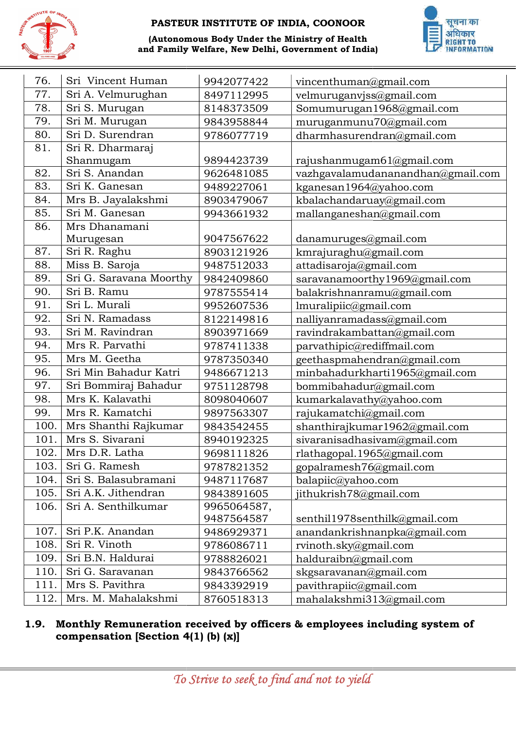| 76. | Sri Vincent Human | 9942077422 | vincenthuman@gmail.com |
|---|---|---|---|
| 77. | Sri A. Velmurughan | 8497112995 | velmuruganvjss@gmail.com |
| 78. | Sri S. Murugan | 8148373509 | Somumurugan1968@gmail.com |
| 79. | Sri M. Murugan | 9843958844 | muruganmunu70@gmail.com |
| 80. | Sri D. Surendran | 9786077719 | dharmhasurendran@gmail.com |
| 81. | Sri R. Dharmaraj Shanmugam | 9894423739 | rajushanmugam61@gmail.com |
| 82. | Sri S. Anandan | 9626481085 | vazhgavalamudananandhan@gmail.com |
| 83. | Sri K. Ganesan | 9489227061 | kganesan1964@yahoo.com |
| 84. | Mrs B. Jayalakshmi | 8903479067 | kbalachandaruay@gmail.com |
| 85. | Sri M. Ganesan | 9943661932 | mallanganeshan@gmail.com |
| 86. | Mrs Dhanamani Murugesan | 9047567622 | danamuruges@gmail.com |
| 87. | Sri R. Raghu | 8903121926 | kmrajuraghu@gmail.com |
| 88. | Miss B. Saroja | 9487512033 | attadisaroja@gmail.com |
| 89. | Sri G. Saravana Moorthy | 9842409860 | saravanamoorthy1969@gmail.com |
| 90. | Sri B. Ramu | 9787555414 | balakrishnanramu@gmail.com |
| 91. | Sri L. Murali | 9952607536 | lmuralipiic@gmail.com |
| 92. | Sri N. Ramadass | 8122149816 | nalliyanramadass@gmail.com |
| 93. | Sri M. Ravindran | 8903971669 | ravindrakambattan@gmail.com |
| 94. | Mrs R. Parvathi | 9787411338 | parvathipic@rediffmail.com |
| 95. | Mrs M. Geetha | 9787350340 | geethaspmahendran@gmail.com |
| 96. | Sri Min Bahadur Katri | 9486671213 | minbahadurkharti1965@gmail.com |
| 97. | Sri Bommiraj Bahadur | 9751128798 | bommibahadur@gmail.com |
| 98. | Mrs K. Kalavathi | 8098040607 | kumarkalavathy@yahoo.com |
| 99. | Mrs R. Kamatchi | 9897563307 | rajukamatchi@gmail.com |
| 100. | Mrs Shanthi Rajkumar | 9843542455 | shanthirajkumar1962@gmail.com |
| 101. | Mrs S. Sivarani | 8940192325 | sivaranisadhasivam@gmail.com |
| 102. | Mrs D.R. Latha | 9698111826 | rlathagopal.1965@gmail.com |
| 103. | Sri G. Ramesh | 9787821352 | gopalramesh76@gmail.com |
| 104. | Sri S. Balasubramani | 9487117687 | balapiic@yahoo.com |
| 105. | Sri A.K. Jithendran | 9843891605 | jithukrish78@gmail.com |
| 106. | Sri A. Senthilkumar | 9965064587, 9487564587 | senthil1978senthilk@gmail.com |
| 107. | Sri P.K. Anandan | 9486929371 | anandankrishnanpka@gmail.com |
| 108. | Sri R. Vinoth | 9786086711 | rvinoth.sky@gmail.com |
| 109. | Sri B.N. Haldurai | 9788826021 | halduraibn@gmail.com |
| 110. | Sri G. Saravanan | 9843766562 | skgsaravanan@gmail.com |
| 111. | Mrs S. Pavithra | 9843392919 | pavithrapiic@gmail.com |
| 112. | Mrs. M. Mahalakshmi | 8760518313 | mahalakshmi313@gmail.com |

**1.9. Monthly Remuneration received by officers & employees including system of compensation [Section 4(1) (b) (x)]**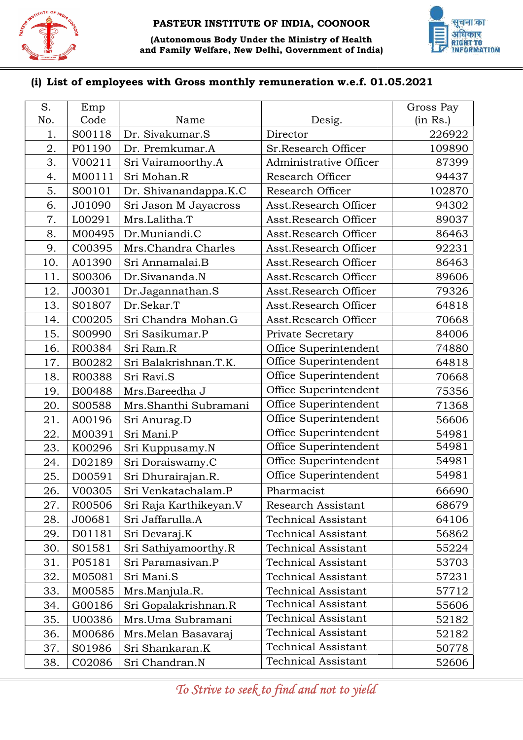**PASTEUR INSTITUTE OF INDIA, COONOOR**

**(Autonomous Body Under the Ministry of Health and Family Welfare, New Delhi, Government of India)**

## (i) List of employees with Gross monthly remuneration w.e.f. 01.05.2021

| S. No. | Emp Code | Name | Desig. | Gross Pay (in Rs.) |
|---|---|---|---|---|
| 1. | S00118 | Dr. Sivakumar.S | Director | 226922 |
| 2. | P01190 | Dr. Premkumar.A | Sr.Research Officer | 109890 |
| 3. | V00211 | Sri Vairamoorthy.A | Administrative Officer | 87399 |
| 4. | M00111 | Sri Mohan.R | Research Officer | 94437 |
| 5. | S00101 | Dr. Shivanandappa.K.C | Research Officer | 102870 |
| 6. | J01090 | Sri Jason M Jayacross | Asst.Research Officer | 94302 |
| 7. | L00291 | Mrs.Lalitha.T | Asst.Research Officer | 89037 |
| 8. | M00495 | Dr.Muniandi.C | Asst.Research Officer | 86463 |
| 9. | C00395 | Mrs.Chandra Charles | Asst.Research Officer | 92231 |
| 10. | A01390 | Sri Annamalai.B | Asst.Research Officer | 86463 |
| 11. | S00306 | Dr.Sivananda.N | Asst.Research Officer | 89606 |
| 12. | J00301 | Dr.Jagannathan.S | Asst.Research Officer | 79326 |
| 13. | S01807 | Dr.Sekar.T | Asst.Research Officer | 64818 |
| 14. | C00205 | Sri Chandra Mohan.G | Asst.Research Officer | 70668 |
| 15. | S00990 | Sri Sasikumar.P | Private Secretary | 84006 |
| 16. | R00384 | Sri Ram.R | Office Superintendent | 74880 |
| 17. | B00282 | Sri Balakrishnan.T.K. | Office Superintendent | 64818 |
| 18. | R00388 | Sri Ravi.S | Office Superintendent | 70668 |
| 19. | B00488 | Mrs.Bareedha J | Office Superintendent | 75356 |
| 20. | S00588 | Mrs.Shanthi Subramani | Office Superintendent | 71368 |
| 21. | A00196 | Sri Anurag.D | Office Superintendent | 56606 |
| 22. | M00391 | Sri Mani.P | Office Superintendent | 54981 |
| 23. | K00296 | Sri Kuppusamy.N | Office Superintendent | 54981 |
| 24. | D02189 | Sri Doraiswamy.C | Office Superintendent | 54981 |
| 25. | D00591 | Sri Dhurairajan.R. | Office Superintendent | 54981 |
| 26. | V00305 | Sri Venkatachalam.P | Pharmacist | 66690 |
| 27. | R00506 | Sri Raja Karthikeyan.V | Research Assistant | 68679 |
| 28. | J00681 | Sri Jaffarulla.A | Technical Assistant | 64106 |
| 29. | D01181 | Sri Devaraj.K | Technical Assistant | 56862 |
| 30. | S01581 | Sri Sathiyamoorthy.R | Technical Assistant | 55224 |
| 31. | P05181 | Sri Paramasivan.P | Technical Assistant | 53703 |
| 32. | M05081 | Sri Mani.S | Technical Assistant | 57231 |
| 33. | M00585 | Mrs.Manjula.R. | Technical Assistant | 57712 |
| 34. | G00186 | Sri Gopalakrishnan.R | Technical Assistant | 55606 |
| 35. | U00386 | Mrs.Uma Subramani | Technical Assistant | 52182 |
| 36. | M00686 | Mrs.Melan Basavaraj | Technical Assistant | 52182 |
| 37. | S01986 | Sri Shankaran.K | Technical Assistant | 50778 |
| 38. | C02086 | Sri Chandran.N | Technical Assistant | 52606 |

*To Strive to seek to find and not to yield*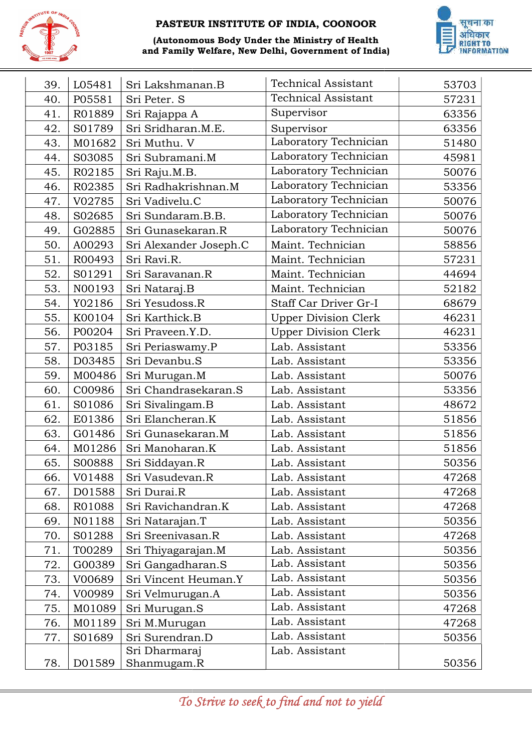| 39. | L05481 | Sri Lakshmanan.B | Technical Assistant | 53703 |
|---|---|---|---|---|
| 40. | P05581 | Sri Peter. S | Technical Assistant | 57231 |
| 41. | R01889 | Sri Rajappa A | Supervisor | 63356 |
| 42. | S01789 | Sri Sridharan.M.E. | Supervisor | 63356 |
| 43. | M01682 | Sri Muthu. V | Laboratory Technician | 51480 |
| 44. | S03085 | Sri Subramani.M | Laboratory Technician | 45981 |
| 45. | R02185 | Sri Raju.M.B. | Laboratory Technician | 50076 |
| 46. | R02385 | Sri Radhakrishnan.M | Laboratory Technician | 53356 |
| 47. | V02785 | Sri Vadivelu.C | Laboratory Technician | 50076 |
| 48. | S02685 | Sri Sundaram.B.B. | Laboratory Technician | 50076 |
| 49. | G02885 | Sri Gunasekaran.R | Laboratory Technician | 50076 |
| 50. | A00293 | Sri Alexander Joseph.C | Maint. Technician | 58856 |
| 51. | R00493 | Sri Ravi.R. | Maint. Technician | 57231 |
| 52. | S01291 | Sri Saravanan.R | Maint. Technician | 44694 |
| 53. | N00193 | Sri Nataraj.B | Maint. Technician | 52182 |
| 54. | Y02186 | Sri Yesudoss.R | Staff Car Driver Gr-I | 68679 |
| 55. | K00104 | Sri Karthick.B | Upper Division Clerk | 46231 |
| 56. | P00204 | Sri Praveen.Y.D. | Upper Division Clerk | 46231 |
| 57. | P03185 | Sri Periaswamy.P | Lab. Assistant | 53356 |
| 58. | D03485 | Sri Devanbu.S | Lab. Assistant | 53356 |
| 59. | M00486 | Sri Murugan.M | Lab. Assistant | 50076 |
| 60. | C00986 | Sri Chandrasekaran.S | Lab. Assistant | 53356 |
| 61. | S01086 | Sri Sivalingam.B | Lab. Assistant | 48672 |
| 62. | E01386 | Sri Elancheran.K | Lab. Assistant | 51856 |
| 63. | G01486 | Sri Gunasekaran.M | Lab. Assistant | 51856 |
| 64. | M01286 | Sri Manoharan.K | Lab. Assistant | 51856 |
| 65. | S00888 | Sri Siddayan.R | Lab. Assistant | 50356 |
| 66. | V01488 | Sri Vasudevan.R | Lab. Assistant | 47268 |
| 67. | D01588 | Sri Durai.R | Lab. Assistant | 47268 |
| 68. | R01088 | Sri Ravichandran.K | Lab. Assistant | 47268 |
| 69. | N01188 | Sri Natarajan.T | Lab. Assistant | 50356 |
| 70. | S01288 | Sri Sreenivasan.R | Lab. Assistant | 47268 |
| 71. | T00289 | Sri Thiyagarajan.M | Lab. Assistant | 50356 |
| 72. | G00389 | Sri Gangadharan.S | Lab. Assistant | 50356 |
| 73. | V00689 | Sri Vincent Heuman.Y | Lab. Assistant | 50356 |
| 74. | V00989 | Sri Velmurugan.A | Lab. Assistant | 50356 |
| 75. | M01089 | Sri Murugan.S | Lab. Assistant | 47268 |
| 76. | M01189 | Sri M.Murugan | Lab. Assistant | 47268 |
| 77. | S01689 | Sri Surendran.D | Lab. Assistant | 50356 |
| 78. | D01589 | Sri Dharmaraj Shanmugam.R | Lab. Assistant | 50356 |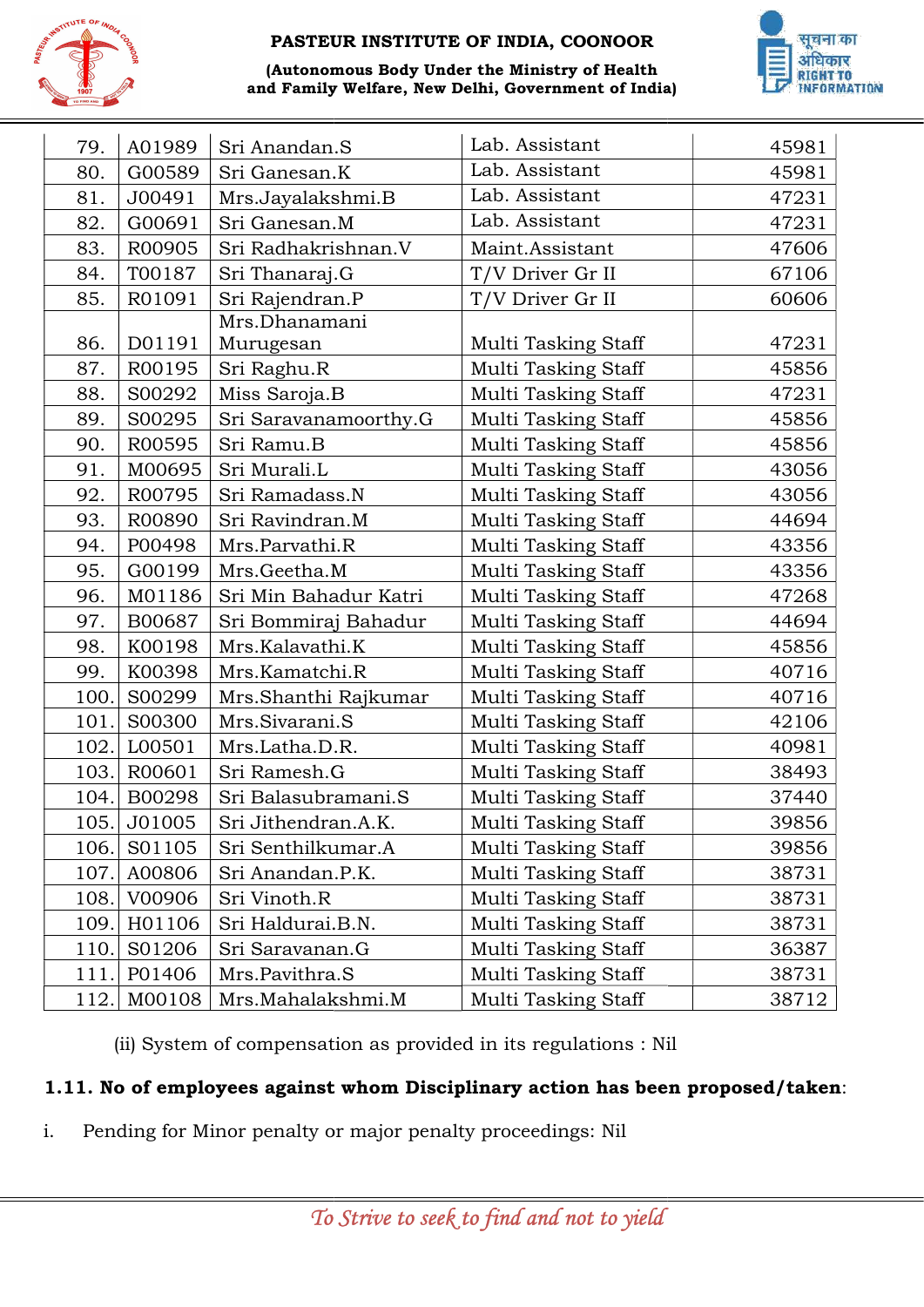| | | | | |
|---|---|---|---|---|
| 79. | A01989 | Sri Anandan.S | Lab. Assistant | 45981 |
| 80. | G00589 | Sri Ganesan.K | Lab. Assistant | 45981 |
| 81. | J00491 | Mrs.Jayalakshmi.B | Lab. Assistant | 47231 |
| 82. | G00691 | Sri Ganesan.M | Lab. Assistant | 47231 |
| 83. | R00905 | Sri Radhakrishnan.V | Maint.Assistant | 47606 |
| 84. | T00187 | Sri Thanaraj.G | T/V Driver Gr II | 67106 |
| 85. | R01091 | Sri Rajendran.P | T/V Driver Gr II | 60606 |
| 86. | D01191 | Mrs.Dhanamani Murugesan | Multi Tasking Staff | 47231 |
| 87. | R00195 | Sri Raghu.R | Multi Tasking Staff | 45856 |
| 88. | S00292 | Miss Saroja.B | Multi Tasking Staff | 47231 |
| 89. | S00295 | Sri Saravanamoorthy.G | Multi Tasking Staff | 45856 |
| 90. | R00595 | Sri Ramu.B | Multi Tasking Staff | 45856 |
| 91. | M00695 | Sri Murali.L | Multi Tasking Staff | 43056 |
| 92. | R00795 | Sri Ramadass.N | Multi Tasking Staff | 43056 |
| 93. | R00890 | Sri Ravindran.M | Multi Tasking Staff | 44694 |
| 94. | P00498 | Mrs.Parvathi.R | Multi Tasking Staff | 43356 |
| 95. | G00199 | Mrs.Geetha.M | Multi Tasking Staff | 43356 |
| 96. | M01186 | Sri Min Bahadur Katri | Multi Tasking Staff | 47268 |
| 97. | B00687 | Sri Bommiraj Bahadur | Multi Tasking Staff | 44694 |
| 98. | K00198 | Mrs.Kalavathi.K | Multi Tasking Staff | 45856 |
| 99. | K00398 | Mrs.Kamatchi.R | Multi Tasking Staff | 40716 |
| 100. | S00299 | Mrs.Shanthi Rajkumar | Multi Tasking Staff | 40716 |
| 101. | S00300 | Mrs.Sivarani.S | Multi Tasking Staff | 42106 |
| 102. | L00501 | Mrs.Latha.D.R. | Multi Tasking Staff | 40981 |
| 103. | R00601 | Sri Ramesh.G | Multi Tasking Staff | 38493 |
| 104. | B00298 | Sri Balasubramani.S | Multi Tasking Staff | 37440 |
| 105. | J01005 | Sri Jithendran.A.K. | Multi Tasking Staff | 39856 |
| 106. | S01105 | Sri Senthilkumar.A | Multi Tasking Staff | 39856 |
| 107. | A00806 | Sri Anandan.P.K. | Multi Tasking Staff | 38731 |
| 108. | V00906 | Sri Vinoth.R | Multi Tasking Staff | 38731 |
| 109. | H01106 | Sri Haldurai.B.N. | Multi Tasking Staff | 38731 |
| 110. | S01206 | Sri Saravanan.G | Multi Tasking Staff | 36387 |
| 111. | P01406 | Mrs.Pavithra.S | Multi Tasking Staff | 38731 |
| 112. | M00108 | Mrs.Mahalakshmi.M | Multi Tasking Staff | 38712 |

(ii) System of compensation as provided in its regulations : Nil

**1.11. No of employees against whom Disciplinary action has been proposed/taken**:

i. Pending for Minor penalty or major penalty proceedings: Nil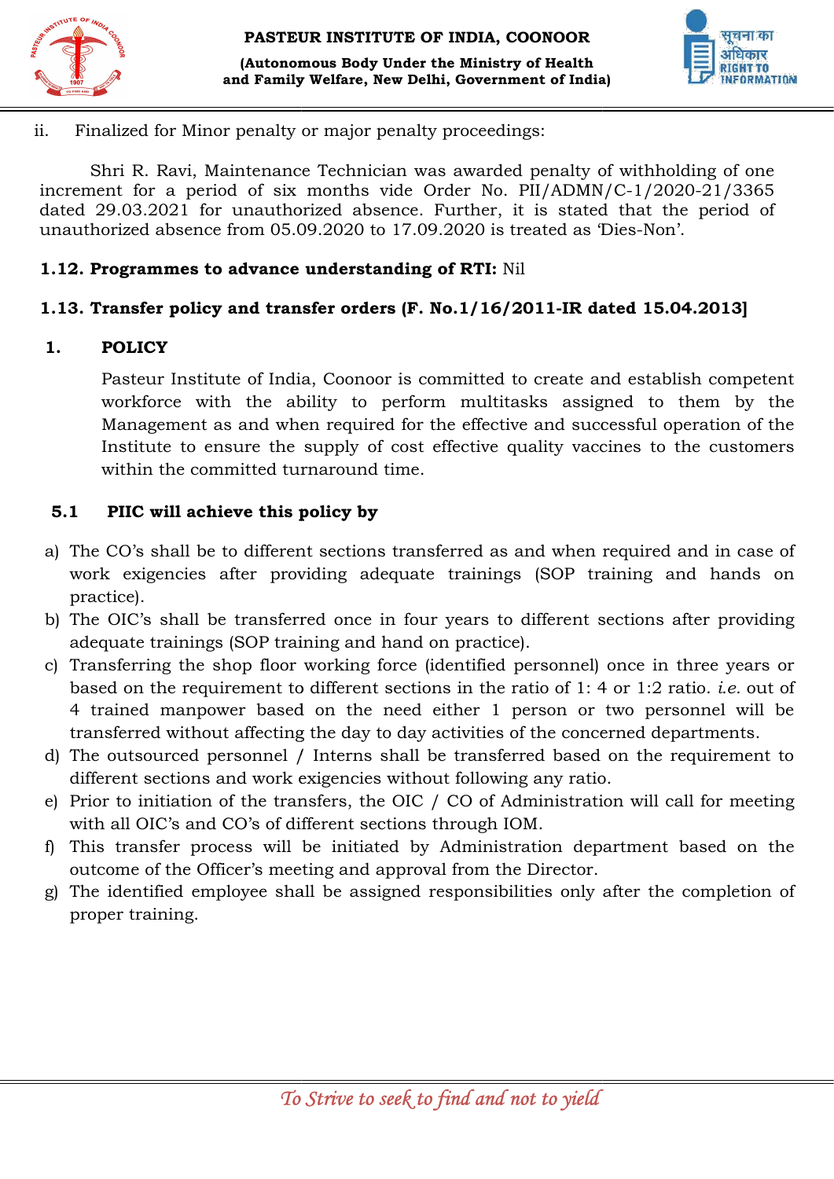ii. Finalized for Minor penalty or major penalty proceedings:

Shri R. Ravi, Maintenance Technician was awarded penalty of withholding of one increment for a period of six months vide Order No. PII/ADMN/C-1/2020-21/3365 dated 29.03.2021 for unauthorized absence. Further, it is stated that the period of unauthorized absence from 05.09.2020 to 17.09.2020 is treated as 'Dies-Non'.

**1.12. Programmes to advance understanding of RTI:** Nil

**1.13. Transfer policy and transfer orders (F. No.1/16/2011-IR dated 15.04.2013]**

**1. POLICY**

Pasteur Institute of India, Coonoor is committed to create and establish competent workforce with the ability to perform multitasks assigned to them by the Management as and when required for the effective and successful operation of the Institute to ensure the supply of cost effective quality vaccines to the customers within the committed turnaround time.

**5.1 PIIC will achieve this policy by**

a) The CO's shall be to different sections transferred as and when required and in case of work exigencies after providing adequate trainings (SOP training and hands on practice).

b) The OIC's shall be transferred once in four years to different sections after providing adequate trainings (SOP training and hand on practice).

c) Transferring the shop floor working force (identified personnel) once in three years or based on the requirement to different sections in the ratio of 1: 4 or 1:2 ratio. *i.e.* out of 4 trained manpower based on the need either 1 person or two personnel will be transferred without affecting the day to day activities of the concerned departments.

d) The outsourced personnel / Interns shall be transferred based on the requirement to different sections and work exigencies without following any ratio.

e) Prior to initiation of the transfers, the OIC / CO of Administration will call for meeting with all OIC's and CO's of different sections through IOM.

f) This transfer process will be initiated by Administration department based on the outcome of the Officer's meeting and approval from the Director.

g) The identified employee shall be assigned responsibilities only after the completion of proper training.